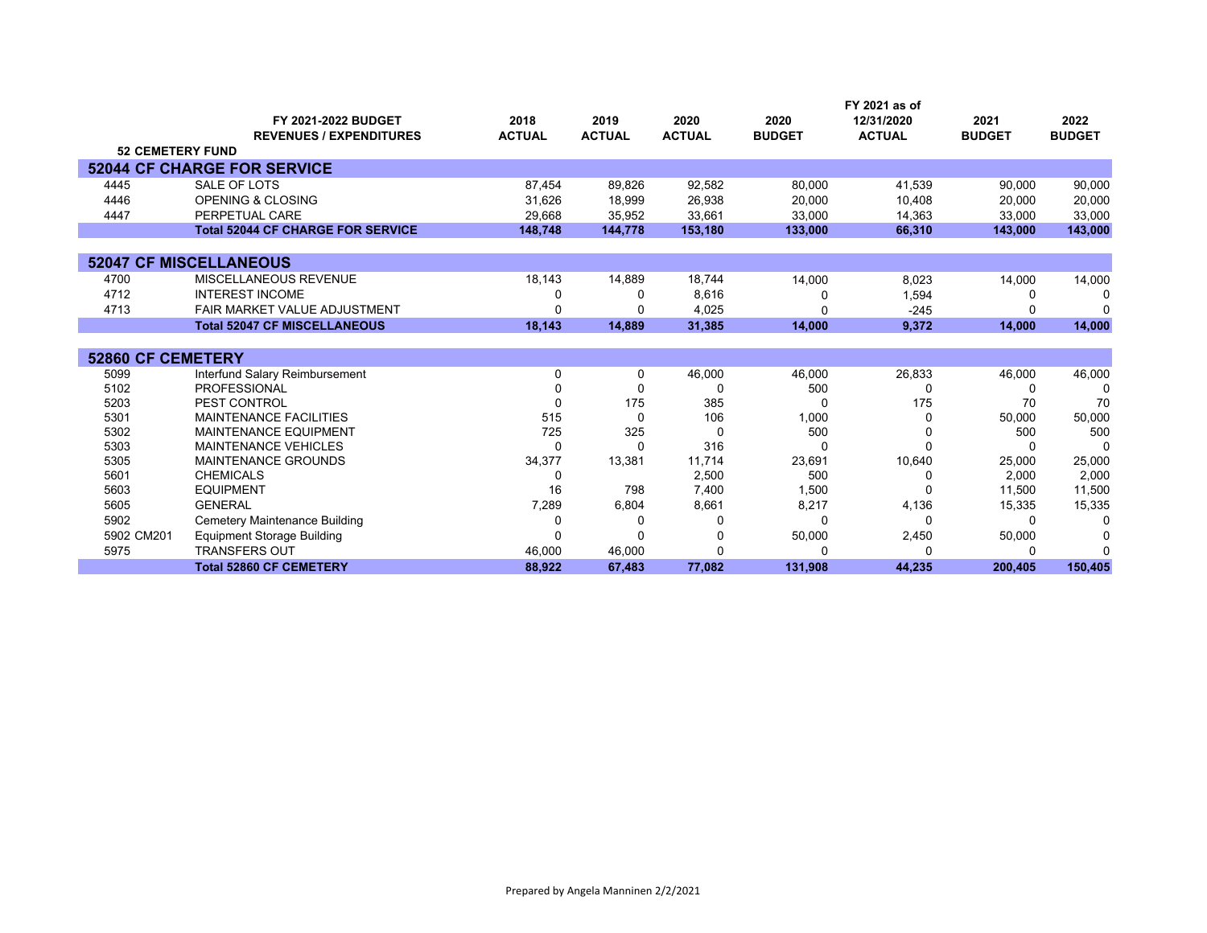| | FY 2021-2022 BUDGET REVENUES / EXPENDITURES | 2018 ACTUAL | 2019 ACTUAL | 2020 ACTUAL | 2020 BUDGET | FY 2021 as of 12/31/2020 ACTUAL | 2021 BUDGET | 2022 BUDGET |
|---|---|---|---|---|---|---|---|---|
| **52 CEMETERY FUND** | | | | | | | | |
| **52044 CF CHARGE FOR SERVICE** | | | | | | | | |
| 4445 | SALE OF LOTS | 87,454 | 89,826 | 92,582 | 80,000 | 41,539 | 90,000 | 90,000 |
| 4446 | OPENING & CLOSING | 31,626 | 18,999 | 26,938 | 20,000 | 10,408 | 20,000 | 20,000 |
| 4447 | PERPETUAL CARE | 29,668 | 35,952 | 33,661 | 33,000 | 14,363 | 33,000 | 33,000 |
| | **Total 52044 CF CHARGE FOR SERVICE** | **148,748** | **144,778** | **153,180** | **133,000** | **66,310** | **143,000** | **143,000** |
| **52047 CF MISCELLANEOUS** | | | | | | | | |
| 4700 | MISCELLANEOUS REVENUE | 18,143 | 14,889 | 18,744 | 14,000 | 8,023 | 14,000 | 14,000 |
| 4712 | INTEREST INCOME | 0 | 0 | 8,616 | 0 | 1,594 | 0 | 0 |
| 4713 | FAIR MARKET VALUE ADJUSTMENT | 0 | 0 | 4,025 | 0 | -245 | 0 | 0 |
| | **Total 52047 CF MISCELLANEOUS** | **18,143** | **14,889** | **31,385** | **14,000** | **9,372** | **14,000** | **14,000** |
| **52860 CF CEMETERY** | | | | | | | | |
| 5099 | Interfund Salary Reimbursement | 0 | 0 | 46,000 | 46,000 | 26,833 | 46,000 | 46,000 |
| 5102 | PROFESSIONAL | 0 | 0 | 0 | 500 | 0 | 0 | 0 |
| 5203 | PEST CONTROL | 0 | 175 | 385 | 0 | 175 | 70 | 70 |
| 5301 | MAINTENANCE FACILITIES | 515 | 0 | 106 | 1,000 | 0 | 50,000 | 50,000 |
| 5302 | MAINTENANCE EQUIPMENT | 725 | 325 | 0 | 500 | 0 | 500 | 500 |
| 5303 | MAINTENANCE VEHICLES | 0 | 0 | 316 | 0 | 0 | 0 | 0 |
| 5305 | MAINTENANCE GROUNDS | 34,377 | 13,381 | 11,714 | 23,691 | 10,640 | 25,000 | 25,000 |
| 5601 | CHEMICALS | 0 | | 2,500 | 500 | 0 | 2,000 | 2,000 |
| 5603 | EQUIPMENT | 16 | 798 | 7,400 | 1,500 | 0 | 11,500 | 11,500 |
| 5605 | GENERAL | 7,289 | 6,804 | 8,661 | 8,217 | 4,136 | 15,335 | 15,335 |
| 5902 | Cemetery Maintenance Building | 0 | 0 | 0 | 0 | 0 | 0 | 0 |
| 5902 CM201 | Equipment Storage Building | 0 | 0 | 0 | 50,000 | 2,450 | 50,000 | 0 |
| 5975 | TRANSFERS OUT | 46,000 | 46,000 | 0 | 0 | 0 | 0 | 0 |
| | **Total 52860 CF CEMETERY** | **88,922** | **67,483** | **77,082** | **131,908** | **44,235** | **200,405** | **150,405** |

Prepared by Angela Manninen 2/2/2021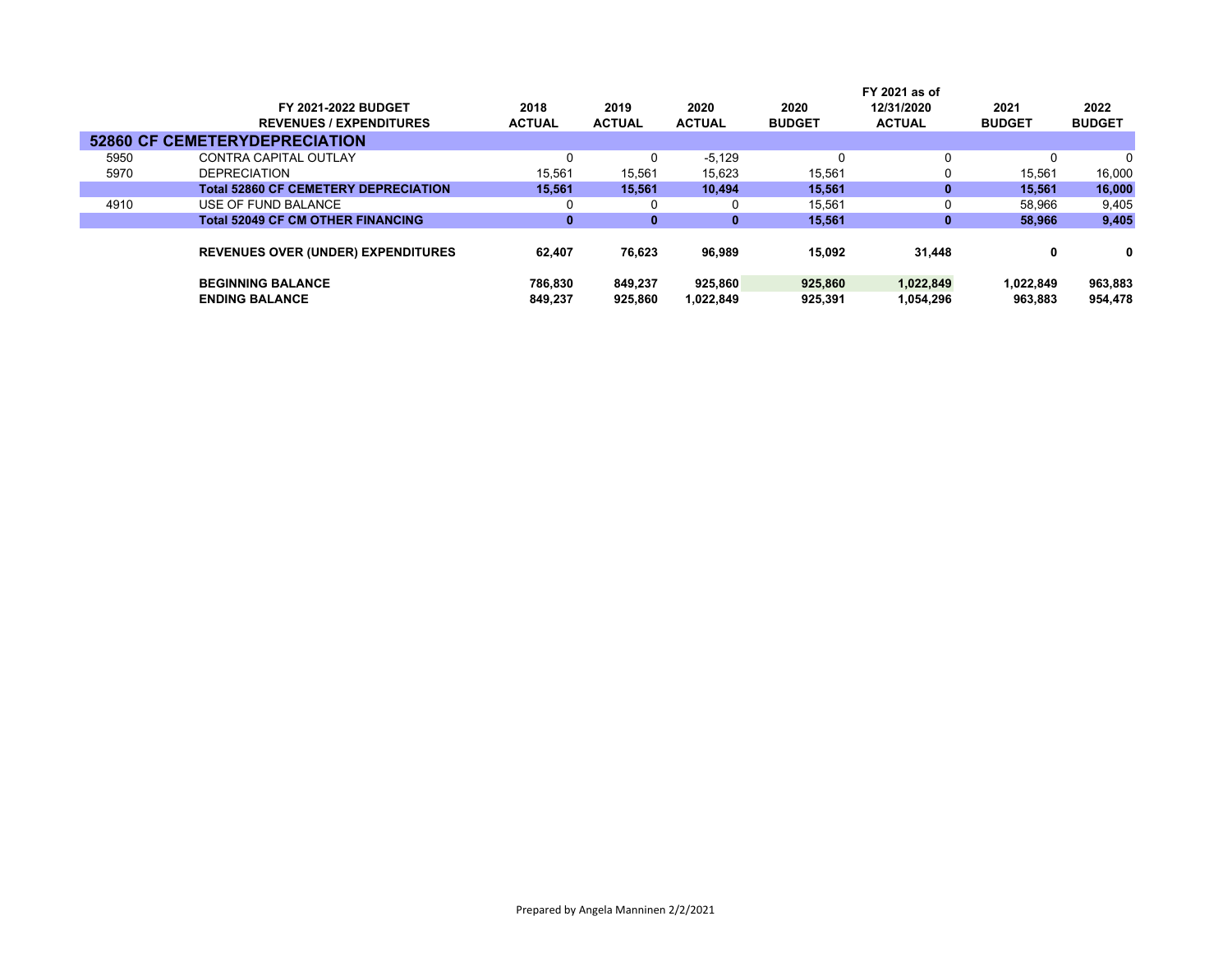| | FY 2021-2022 BUDGET<br>REVENUES / EXPENDITURES | 2018<br>ACTUAL | 2019<br>ACTUAL | 2020<br>ACTUAL | 2020<br>BUDGET | FY 2021 as of<br>12/31/2020<br>ACTUAL | 2021<br>BUDGET | 2022<br>BUDGET |
|---|---|---|---|---|---|---|---|---|
| **52860 CF CEMETERYDEPRECIATION** | | | | | | | | |
| 5950 | CONTRA CAPITAL OUTLAY | 0 | 0 | -5,129 | 0 | 0 | 0 | 0 |
| 5970 | DEPRECIATION | 15,561 | 15,561 | 15,623 | 15,561 | 0 | 15,561 | 16,000 |
| | **Total 52860 CF CEMETERY DEPRECIATION** | **15,561** | **15,561** | **10,494** | **15,561** | **0** | **15,561** | **16,000** |
| 4910 | USE OF FUND BALANCE | 0 | 0 | 0 | 15,561 | 0 | 58,966 | 9,405 |
| | **Total 52049 CF CM OTHER FINANCING** | **0** | **0** | **0** | **15,561** | **0** | **58,966** | **9,405** |
| | **REVENUES OVER (UNDER) EXPENDITURES** | **62,407** | **76,623** | **96,989** | **15,092** | **31,448** | **0** | **0** |
| | **BEGINNING BALANCE** | **786,830** | **849,237** | **925,860** | **925,860** | **1,022,849** | **1,022,849** | **963,883** |
| | **ENDING BALANCE** | **849,237** | **925,860** | **1,022,849** | **925,391** | **1,054,296** | **963,883** | **954,478** |

Prepared by Angela Manninen 2/2/2021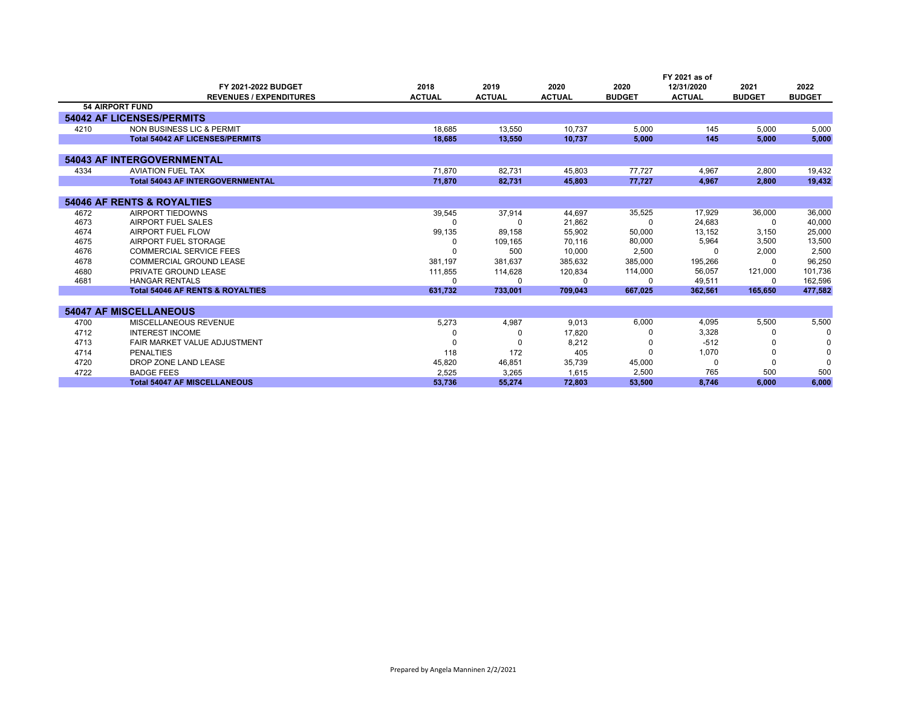| | FY 2021-2022 BUDGET<br>REVENUES / EXPENDITURES | 2018<br>ACTUAL | 2019<br>ACTUAL | 2020<br>ACTUAL | 2020<br>BUDGET | FY 2021 as of<br>12/31/2020<br>ACTUAL | 2021<br>BUDGET | 2022<br>BUDGET |
|---|---|---|---|---|---|---|---|---|
| **54 AIRPORT FUND** | | | | | | | | |
| **54042 AF LICENSES/PERMITS** | | | | | | | | |
| 4210 | NON BUSINESS LIC & PERMIT | 18,685 | 13,550 | 10,737 | 5,000 | 145 | 5,000 | 5,000 |
| | **Total 54042 AF LICENSES/PERMITS** | **18,685** | **13,550** | **10,737** | **5,000** | **145** | **5,000** | **5,000** |
| **54043 AF INTERGOVERNMENTAL** | | | | | | | | |
| 4334 | AVIATION FUEL TAX | 71,870 | 82,731 | 45,803 | 77,727 | 4,967 | 2,800 | 19,432 |
| | **Total 54043 AF INTERGOVERNMENTAL** | **71,870** | **82,731** | **45,803** | **77,727** | **4,967** | **2,800** | **19,432** |
| **54046 AF RENTS & ROYALTIES** | | | | | | | | |
| 4672 | AIRPORT TIEDOWNS | 39,545 | 37,914 | 44,697 | 35,525 | 17,929 | 36,000 | 36,000 |
| 4673 | AIRPORT FUEL SALES | 0 | 0 | 21,862 | 0 | 24,683 | 0 | 40,000 |
| 4674 | AIRPORT FUEL FLOW | 99,135 | 89,158 | 55,902 | 50,000 | 13,152 | 3,150 | 25,000 |
| 4675 | AIRPORT FUEL STORAGE | 0 | 109,165 | 70,116 | 80,000 | 5,964 | 3,500 | 13,500 |
| 4676 | COMMERCIAL SERVICE FEES | 0 | 500 | 10,000 | 2,500 | 0 | 2,000 | 2,500 |
| 4678 | COMMERCIAL GROUND LEASE | 381,197 | 381,637 | 385,632 | 385,000 | 195,266 | 0 | 96,250 |
| 4680 | PRIVATE GROUND LEASE | 111,855 | 114,628 | 120,834 | 114,000 | 56,057 | 121,000 | 101,736 |
| 4681 | HANGAR RENTALS | 0 | 0 | 0 | 0 | 49,511 | 0 | 162,596 |
| | **Total 54046 AF RENTS & ROYALTIES** | **631,732** | **733,001** | **709,043** | **667,025** | **362,561** | **165,650** | **477,582** |
| **54047 AF MISCELLANEOUS** | | | | | | | | |
| 4700 | MISCELLANEOUS REVENUE | 5,273 | 4,987 | 9,013 | 6,000 | 4,095 | 5,500 | 5,500 |
| 4712 | INTEREST INCOME | 0 | 0 | 17,820 | 0 | 3,328 | 0 | 0 |
| 4713 | FAIR MARKET VALUE ADJUSTMENT | 0 | 0 | 8,212 | 0 | -512 | 0 | 0 |
| 4714 | PENALTIES | 118 | 172 | 405 | 0 | 1,070 | 0 | 0 |
| 4720 | DROP ZONE LAND LEASE | 45,820 | 46,851 | 35,739 | 45,000 | 0 | 0 | 0 |
| 4722 | BADGE FEES | 2,525 | 3,265 | 1,615 | 2,500 | 765 | 500 | 500 |
| | **Total 54047 AF MISCELLANEOUS** | **53,736** | **55,274** | **72,803** | **53,500** | **8,746** | **6,000** | **6,000** |

Prepared by Angela Manninen 2/2/2021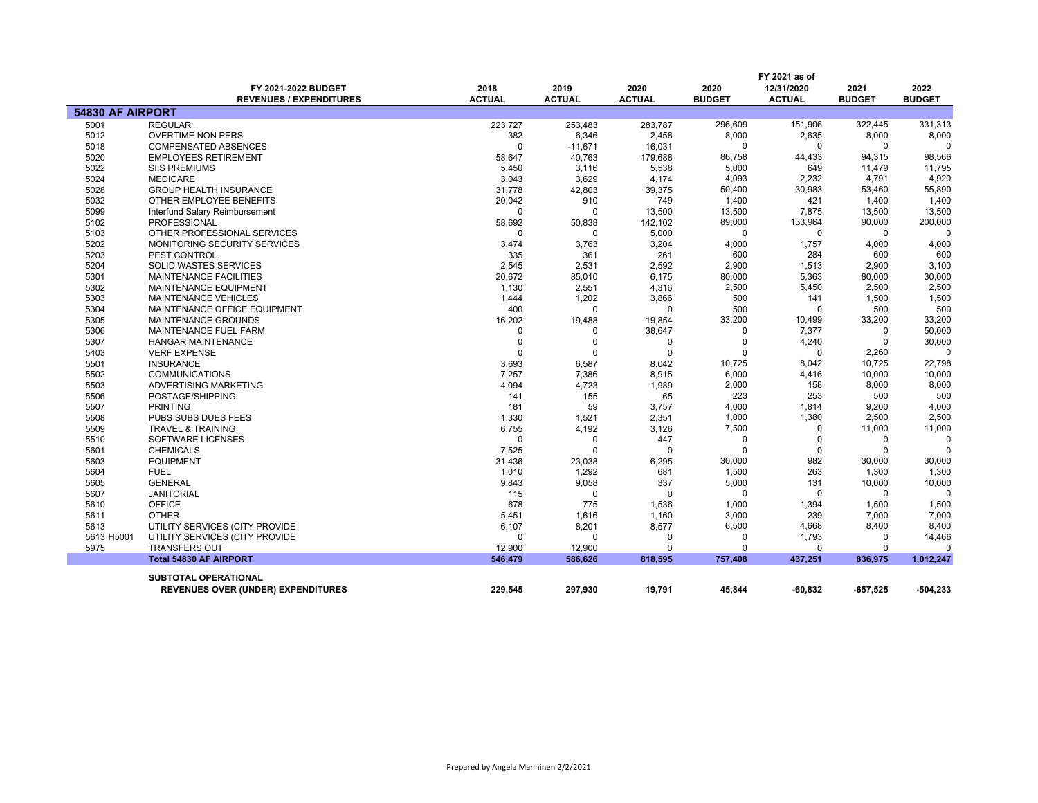| | FY 2021-2022 BUDGET REVENUES / EXPENDITURES | 2018 ACTUAL | 2019 ACTUAL | 2020 ACTUAL | 2020 BUDGET | FY 2021 as of 12/31/2020 ACTUAL | 2021 BUDGET | 2022 BUDGET |
|---|---|---|---|---|---|---|---|---|
| **54830 AF AIRPORT** | | | | | | | | |
| 5001 | REGULAR | 223,727 | 253,483 | 283,787 | 296,609 | 151,906 | 322,445 | 331,313 |
| 5012 | OVERTIME NON PERS | 382 | 6,346 | 2,458 | 8,000 | 2,635 | 8,000 | 8,000 |
| 5018 | COMPENSATED ABSENCES | 0 | -11,671 | 16,031 | 0 | 0 | 0 | 0 |
| 5020 | EMPLOYEES RETIREMENT | 58,647 | 40,763 | 179,688 | 86,758 | 44,433 | 94,315 | 98,566 |
| 5022 | SIIS PREMIUMS | 5,450 | 3,116 | 5,538 | 5,000 | 649 | 11,479 | 11,795 |
| 5024 | MEDICARE | 3,043 | 3,629 | 4,174 | 4,093 | 2,232 | 4,791 | 4,920 |
| 5028 | GROUP HEALTH INSURANCE | 31,778 | 42,803 | 39,375 | 50,400 | 30,983 | 53,460 | 55,890 |
| 5032 | OTHER EMPLOYEE BENEFITS | 20,042 | 910 | 749 | 1,400 | 421 | 1,400 | 1,400 |
| 5099 | Interfund Salary Reimbursement | 0 | 0 | 13,500 | 13,500 | 7,875 | 13,500 | 13,500 |
| 5102 | PROFESSIONAL | 58,692 | 50,838 | 142,102 | 89,000 | 133,964 | 90,000 | 200,000 |
| 5103 | OTHER PROFESSIONAL SERVICES | 0 | 0 | 5,000 | 0 | 0 | 0 | 0 |
| 5202 | MONITORING SECURITY SERVICES | 3,474 | 3,763 | 3,204 | 4,000 | 1,757 | 4,000 | 4,000 |
| 5203 | PEST CONTROL | 335 | 361 | 261 | 600 | 284 | 600 | 600 |
| 5204 | SOLID WASTES SERVICES | 2,545 | 2,531 | 2,592 | 2,900 | 1,513 | 2,900 | 3,100 |
| 5301 | MAINTENANCE FACILITIES | 20,672 | 85,010 | 6,175 | 80,000 | 5,363 | 80,000 | 30,000 |
| 5302 | MAINTENANCE EQUIPMENT | 1,130 | 2,551 | 4,316 | 2,500 | 5,450 | 2,500 | 2,500 |
| 5303 | MAINTENANCE VEHICLES | 1,444 | 1,202 | 3,866 | 500 | 141 | 1,500 | 1,500 |
| 5304 | MAINTENANCE OFFICE EQUIPMENT | 400 | 0 | 0 | 500 | 0 | 500 | 500 |
| 5305 | MAINTENANCE GROUNDS | 16,202 | 19,488 | 19,854 | 33,200 | 10,499 | 33,200 | 33,200 |
| 5306 | MAINTENANCE FUEL FARM | 0 | 0 | 38,647 | 0 | 7,377 | 0 | 50,000 |
| 5307 | HANGAR MAINTENANCE | 0 | 0 | 0 | 0 | 4,240 | 0 | 30,000 |
| 5403 | VERF EXPENSE | 0 | 0 | 0 | 0 | 0 | 2,260 | 0 |
| 5501 | INSURANCE | 3,693 | 6,587 | 8,042 | 10,725 | 8,042 | 10,725 | 22,798 |
| 5502 | COMMUNICATIONS | 7,257 | 7,386 | 8,915 | 6,000 | 4,416 | 10,000 | 10,000 |
| 5503 | ADVERTISING MARKETING | 4,094 | 4,723 | 1,989 | 2,000 | 158 | 8,000 | 8,000 |
| 5506 | POSTAGE/SHIPPING | 141 | 155 | 65 | 223 | 253 | 500 | 500 |
| 5507 | PRINTING | 181 | 59 | 3,757 | 4,000 | 1,814 | 9,200 | 4,000 |
| 5508 | PUBS SUBS DUES FEES | 1,330 | 1,521 | 2,351 | 1,000 | 1,380 | 2,500 | 2,500 |
| 5509 | TRAVEL & TRAINING | 6,755 | 4,192 | 3,126 | 7,500 | 0 | 11,000 | 11,000 |
| 5510 | SOFTWARE LICENSES | 0 | 0 | 447 | 0 | 0 | 0 | 0 |
| 5601 | CHEMICALS | 7,525 | 0 | 0 | 0 | 0 | 0 | 0 |
| 5603 | EQUIPMENT | 31,436 | 23,038 | 6,295 | 30,000 | 982 | 30,000 | 30,000 |
| 5604 | FUEL | 1,010 | 1,292 | 681 | 1,500 | 263 | 1,300 | 1,300 |
| 5605 | GENERAL | 9,843 | 9,058 | 337 | 5,000 | 131 | 10,000 | 10,000 |
| 5607 | JANITORIAL | 115 | 0 | 0 | 0 | 0 | 0 | 0 |
| 5610 | OFFICE | 678 | 775 | 1,536 | 1,000 | 1,394 | 1,500 | 1,500 |
| 5611 | OTHER | 5,451 | 1,616 | 1,160 | 3,000 | 239 | 7,000 | 7,000 |
| 5613 | UTILITY SERVICES (CITY PROVIDE | 6,107 | 8,201 | 8,577 | 6,500 | 4,668 | 8,400 | 8,400 |
| 5613 H5001 | UTILITY SERVICES (CITY PROVIDE | 0 | 0 | 0 | 0 | 1,793 | 0 | 14,466 |
| 5975 | TRANSFERS OUT | 12,900 | 12,900 | 0 | 0 | 0 | 0 | 0 |
| | **Total 54830 AF AIRPORT** | **546,479** | **586,626** | **818,595** | **757,408** | **437,251** | **836,975** | **1,012,247** |
| | **SUBTOTAL OPERATIONAL** | | | | | | | |
| | **REVENUES OVER (UNDER) EXPENDITURES** | **229,545** | **297,930** | **19,791** | **45,844** | **-60,832** | **-657,525** | **-504,233** |

Prepared by Angela Manninen 2/2/2021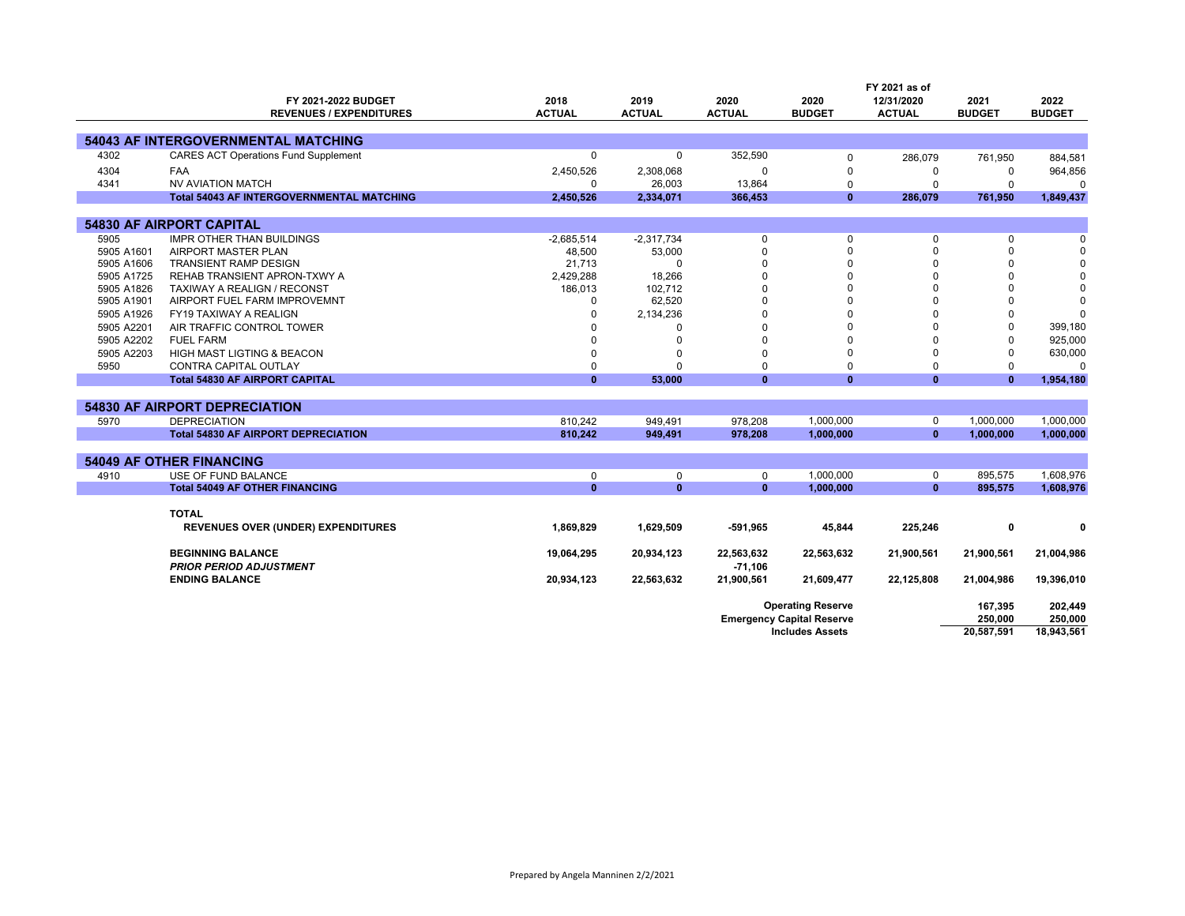| | FY 2021-2022 BUDGET REVENUES / EXPENDITURES | 2018 ACTUAL | 2019 ACTUAL | 2020 ACTUAL | 2020 BUDGET | FY 2021 as of 12/31/2020 ACTUAL | 2021 BUDGET | 2022 BUDGET |
|---|---|---|---|---|---|---|---|---|
| **54043 AF INTERGOVERNMENTAL MATCHING** | | | | | | | | |
| 4302 | CARES ACT Operations Fund Supplement | 0 | 0 | 352,590 | 0 | 286,079 | 761,950 | 884,581 |
| 4304 | FAA | 2,450,526 | 2,308,068 | 0 | 0 | 0 | 0 | 964,856 |
| 4341 | NV AVIATION MATCH | 0 | 26,003 | 13,864 | 0 | 0 | 0 | 0 |
| | **Total 54043 AF INTERGOVERNMENTAL MATCHING** | **2,450,526** | **2,334,071** | **366,453** | **0** | **286,079** | **761,950** | **1,849,437** |
| **54830 AF AIRPORT CAPITAL** | | | | | | | | |
| 5905 | IMPR OTHER THAN BUILDINGS | -2,685,514 | -2,317,734 | 0 | 0 | 0 | 0 | 0 |
| 5905 A1601 | AIRPORT MASTER PLAN | 48,500 | 53,000 | 0 | 0 | 0 | 0 | 0 |
| 5905 A1606 | TRANSIENT RAMP DESIGN | 21,713 | 0 | 0 | 0 | 0 | 0 | 0 |
| 5905 A1725 | REHAB TRANSIENT APRON-TXWY A | 2,429,288 | 18,266 | 0 | 0 | 0 | 0 | 0 |
| 5905 A1826 | TAXIWAY A REALIGN / RECONST | 186,013 | 102,712 | 0 | 0 | 0 | 0 | 0 |
| 5905 A1901 | AIRPORT FUEL FARM IMPROVEMNT | 0 | 62,520 | 0 | 0 | 0 | 0 | 0 |
| 5905 A1926 | FY19 TAXIWAY A REALIGN | 0 | 2,134,236 | 0 | 0 | 0 | 0 | 0 |
| 5905 A2201 | AIR TRAFFIC CONTROL TOWER | 0 | 0 | 0 | 0 | 0 | 0 | 399,180 |
| 5905 A2202 | FUEL FARM | 0 | 0 | 0 | 0 | 0 | 0 | 925,000 |
| 5905 A2203 | HIGH MAST LIGTING & BEACON | 0 | 0 | 0 | 0 | 0 | 0 | 630,000 |
| 5950 | CONTRA CAPITAL OUTLAY | 0 | 0 | 0 | 0 | 0 | 0 | 0 |
| | **Total 54830 AF AIRPORT CAPITAL** | **0** | **53,000** | **0** | **0** | **0** | **0** | **1,954,180** |
| **54830 AF AIRPORT DEPRECIATION** | | | | | | | | |
| 5970 | DEPRECIATION | 810,242 | 949,491 | 978,208 | 1,000,000 | 0 | 1,000,000 | 1,000,000 |
| | **Total 54830 AF AIRPORT DEPRECIATION** | **810,242** | **949,491** | **978,208** | **1,000,000** | **0** | **1,000,000** | **1,000,000** |
| **54049 AF OTHER FINANCING** | | | | | | | | |
| 4910 | USE OF FUND BALANCE | 0 | 0 | 0 | 1,000,000 | 0 | 895,575 | 1,608,976 |
| | **Total 54049 AF OTHER FINANCING** | **0** | **0** | **0** | **1,000,000** | **0** | **895,575** | **1,608,976** |
| | **TOTAL** | | | | | | | |
| | **REVENUES OVER (UNDER) EXPENDITURES** | **1,869,829** | **1,629,509** | **-591,965** | **45,844** | **225,246** | **0** | **0** |
| | **BEGINNING BALANCE** | **19,064,295** | **20,934,123** | **22,563,632** | **22,563,632** | **21,900,561** | **21,900,561** | **21,004,986** |
| | ***PRIOR PERIOD ADJUSTMENT*** | | | **-71,106** | | | | |
| | **ENDING BALANCE** | **20,934,123** | **22,563,632** | **21,900,561** | **21,609,477** | **22,125,808** | **21,004,986** | **19,396,010** |
| | | | | | **Operating Reserve** | | **167,395** | **202,449** |
| | | | | | **Emergency Capital Reserve** | | **250,000** | **250,000** |
| | | | | | **Includes Assets** | | **20,587,591** | **18,943,561** |

Prepared by Angela Manninen 2/2/2021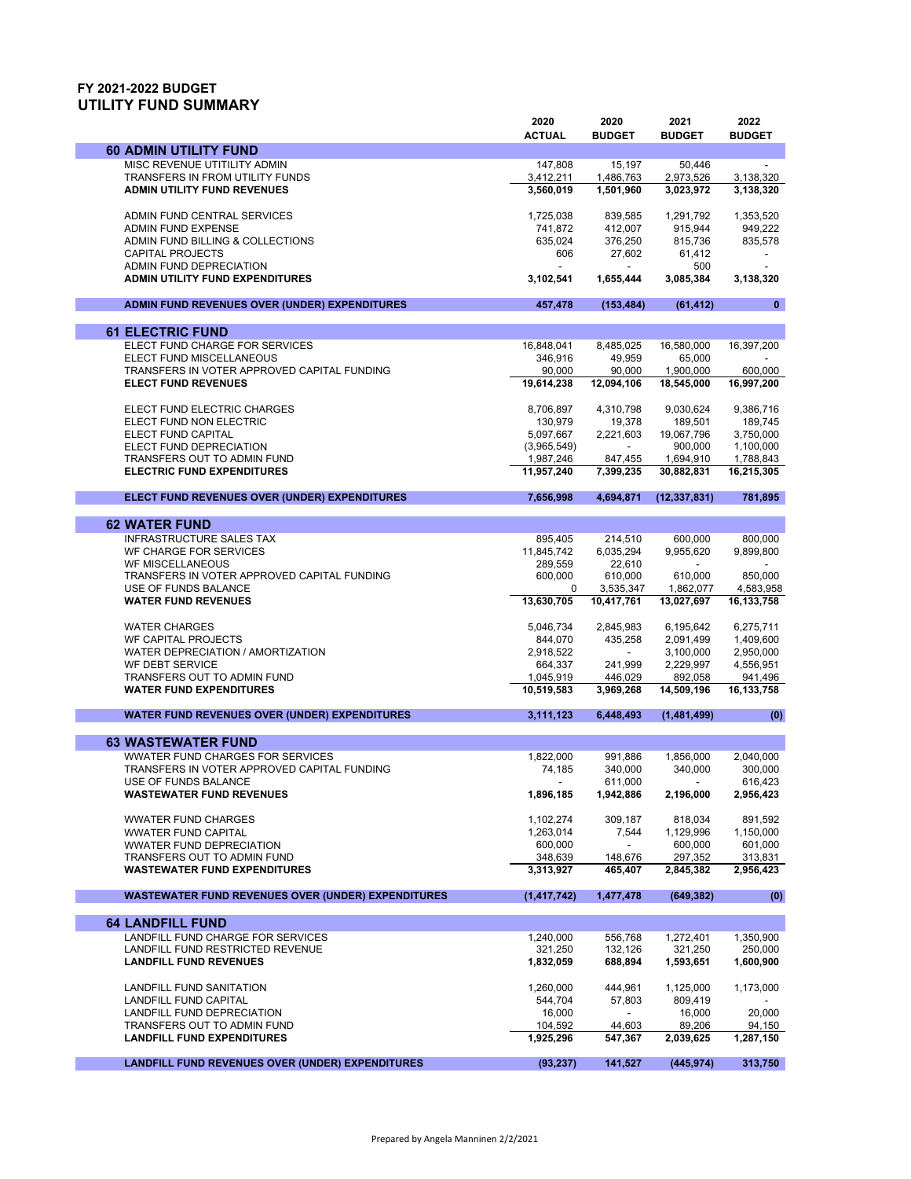# FY 2021-2022 BUDGET
## UTILITY FUND SUMMARY

| | 2020 ACTUAL | 2020 BUDGET | 2021 BUDGET | 2022 BUDGET |
|---|---|---|---|---|
| **60 ADMIN UTILITY FUND** | | | | |
| MISC REVENUE UTITILITY ADMIN | 147,808 | 15,197 | 50,446 | - |
| TRANSFERS IN FROM UTILITY FUNDS | 3,412,211 | 1,486,763 | 2,973,526 | 3,138,320 |
| **ADMIN UTILITY FUND REVENUES** | **3,560,019** | **1,501,960** | **3,023,972** | **3,138,320** |
| ADMIN FUND CENTRAL SERVICES | 1,725,038 | 839,585 | 1,291,792 | 1,353,520 |
| ADMIN FUND EXPENSE | 741,872 | 412,007 | 915,944 | 949,222 |
| ADMIN FUND BILLING & COLLECTIONS | 635,024 | 376,250 | 815,736 | 835,578 |
| CAPITAL PROJECTS | 606 | 27,602 | 61,412 | - |
| ADMIN FUND DEPRECIATION | - | - | 500 | - |
| **ADMIN UTILITY FUND EXPENDITURES** | **3,102,541** | **1,655,444** | **3,085,384** | **3,138,320** |
| **ADMIN FUND REVENUES OVER (UNDER) EXPENDITURES** | **457,478** | **(153,484)** | **(61,412)** | **0** |
| **61 ELECTRIC FUND** | | | | |
| ELECT FUND CHARGE FOR SERVICES | 16,848,041 | 8,485,025 | 16,580,000 | 16,397,200 |
| ELECT FUND MISCELLANEOUS | 346,916 | 49,959 | 65,000 | - |
| TRANSFERS IN VOTER APPROVED CAPITAL FUNDING | 90,000 | 90,000 | 1,900,000 | 600,000 |
| **ELECT FUND REVENUES** | **19,614,238** | **12,094,106** | **18,545,000** | **16,997,200** |
| ELECT FUND ELECTRIC CHARGES | 8,706,897 | 4,310,798 | 9,030,624 | 9,386,716 |
| ELECT FUND NON ELECTRIC | 130,979 | 19,378 | 189,501 | 189,745 |
| ELECT FUND CAPITAL | 5,097,667 | 2,221,603 | 19,067,796 | 3,750,000 |
| ELECT FUND DEPRECIATION | (3,965,549) | - | 900,000 | 1,100,000 |
| TRANSFERS OUT TO ADMIN FUND | 1,987,246 | 847,455 | 1,694,910 | 1,788,843 |
| **ELECTRIC FUND EXPENDITURES** | **11,957,240** | **7,399,235** | **30,882,831** | **16,215,305** |
| **ELECT FUND REVENUES OVER (UNDER) EXPENDITURES** | **7,656,998** | **4,694,871** | **(12,337,831)** | **781,895** |
| **62 WATER FUND** | | | | |
| INFRASTRUCTURE SALES TAX | 895,405 | 214,510 | 600,000 | 800,000 |
| WF CHARGE FOR SERVICES | 11,845,742 | 6,035,294 | 9,955,620 | 9,899,800 |
| WF MISCELLANEOUS | 289,559 | 22,610 | - | - |
| TRANSFERS IN VOTER APPROVED CAPITAL FUNDING | 600,000 | 610,000 | 610,000 | 850,000 |
| USE OF FUNDS BALANCE | 0 | 3,535,347 | 1,862,077 | 4,583,958 |
| **WATER FUND REVENUES** | **13,630,705** | **10,417,761** | **13,027,697** | **16,133,758** |
| WATER CHARGES | 5,046,734 | 2,845,983 | 6,195,642 | 6,275,711 |
| WF CAPITAL PROJECTS | 844,070 | 435,258 | 2,091,499 | 1,409,600 |
| WATER DEPRECIATION / AMORTIZATION | 2,918,522 | - | 3,100,000 | 2,950,000 |
| WF DEBT SERVICE | 664,337 | 241,999 | 2,229,997 | 4,556,951 |
| TRANSFERS OUT TO ADMIN FUND | 1,045,919 | 446,029 | 892,058 | 941,496 |
| **WATER FUND EXPENDITURES** | **10,519,583** | **3,969,268** | **14,509,196** | **16,133,758** |
| **WATER FUND REVENUES OVER (UNDER) EXPENDITURES** | **3,111,123** | **6,448,493** | **(1,481,499)** | **(0)** |
| **63 WASTEWATER FUND** | | | | |
| WWATER FUND CHARGES FOR SERVICES | 1,822,000 | 991,886 | 1,856,000 | 2,040,000 |
| TRANSFERS IN VOTER APPROVED CAPITAL FUNDING | 74,185 | 340,000 | 340,000 | 300,000 |
| USE OF FUNDS BALANCE | - | 611,000 | - | 616,423 |
| **WASTEWATER FUND REVENUES** | **1,896,185** | **1,942,886** | **2,196,000** | **2,956,423** |
| WWATER FUND CHARGES | 1,102,274 | 309,187 | 818,034 | 891,592 |
| WWATER FUND CAPITAL | 1,263,014 | 7,544 | 1,129,996 | 1,150,000 |
| WWATER FUND DEPRECIATION | 600,000 | - | 600,000 | 601,000 |
| TRANSFERS OUT TO ADMIN FUND | 348,639 | 148,676 | 297,352 | 313,831 |
| **WASTEWATER FUND EXPENDITURES** | **3,313,927** | **465,407** | **2,845,382** | **2,956,423** |
| **WASTEWATER FUND REVENUES OVER (UNDER) EXPENDITURES** | **(1,417,742)** | **1,477,478** | **(649,382)** | **(0)** |
| **64 LANDFILL FUND** | | | | |
| LANDFILL FUND CHARGE FOR SERVICES | 1,240,000 | 556,768 | 1,272,401 | 1,350,900 |
| LANDFILL FUND RESTRICTED REVENUE | 321,250 | 132,126 | 321,250 | 250,000 |
| **LANDFILL FUND REVENUES** | **1,832,059** | **688,894** | **1,593,651** | **1,600,900** |
| LANDFILL FUND SANITATION | 1,260,000 | 444,961 | 1,125,000 | 1,173,000 |
| LANDFILL FUND CAPITAL | 544,704 | 57,803 | 809,419 | - |
| LANDFILL FUND DEPRECIATION | 16,000 | - | 16,000 | 20,000 |
| TRANSFERS OUT TO ADMIN FUND | 104,592 | 44,603 | 89,206 | 94,150 |
| **LANDFILL FUND EXPENDITURES** | **1,925,296** | **547,367** | **2,039,625** | **1,287,150** |
| **LANDFILL FUND REVENUES OVER (UNDER) EXPENDITURES** | **(93,237)** | **141,527** | **(445,974)** | **313,750** |

Prepared by Angela Manninen 2/2/2021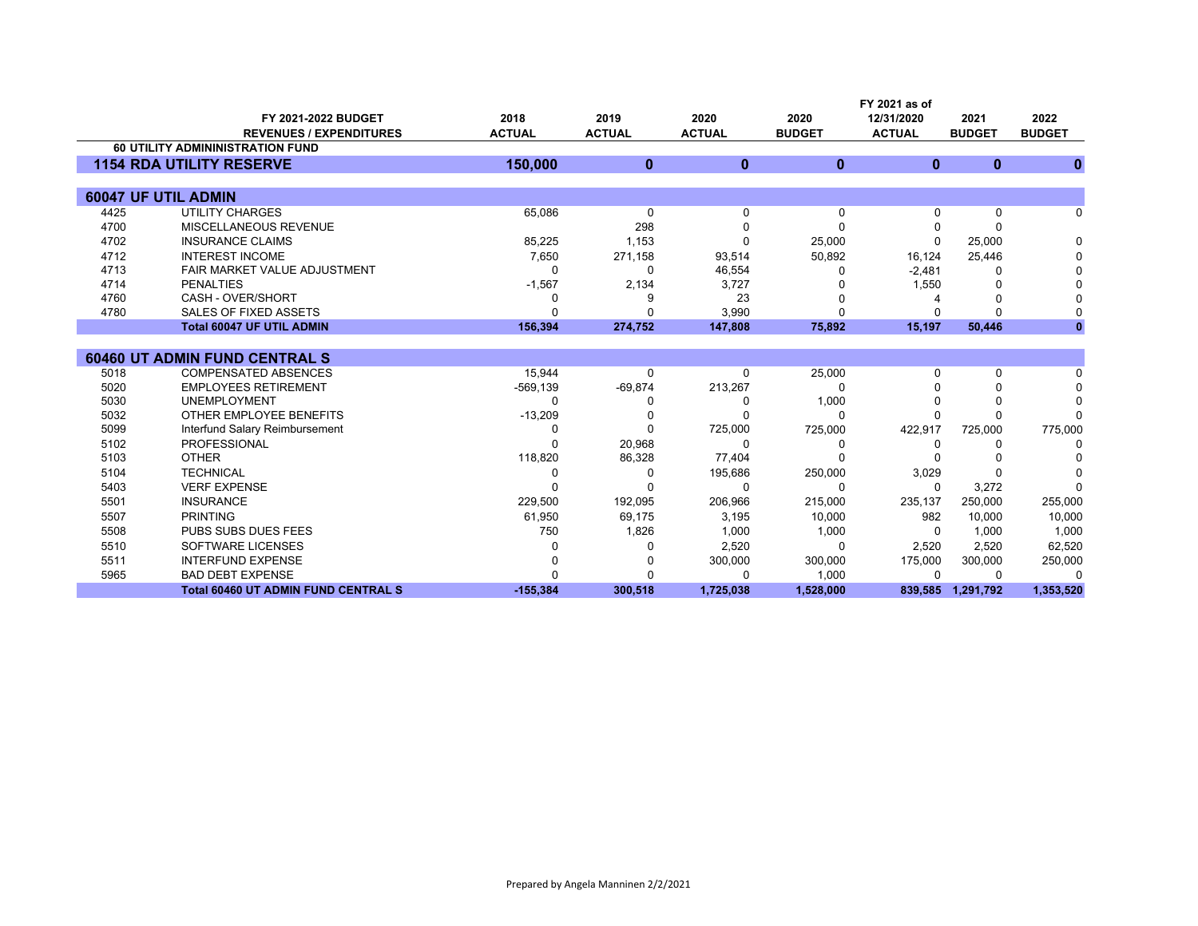| | FY 2021-2022 BUDGET<br>REVENUES / EXPENDITURES | 2018<br>ACTUAL | 2019<br>ACTUAL | 2020<br>ACTUAL | 2020<br>BUDGET | FY 2021 as of<br>12/31/2020<br>ACTUAL | 2021<br>BUDGET | 2022<br>BUDGET |
|---|---|---|---|---|---|---|---|---|
| **60 UTILITY ADMININISTRATION FUND** | | | | | | | | |
| **1154 RDA UTILITY RESERVE** | | **150,000** | **0** | **0** | **0** | **0** | **0** | **0** |
| **60047 UF UTIL ADMIN** | | | | | | | | |
| 4425 | UTILITY CHARGES | 65,086 | 0 | 0 | 0 | 0 | 0 | 0 |
| 4700 | MISCELLANEOUS REVENUE | | 298 | 0 | 0 | 0 | 0 | |
| 4702 | INSURANCE CLAIMS | 85,225 | 1,153 | 0 | 25,000 | 0 | 25,000 | 0 |
| 4712 | INTEREST INCOME | 7,650 | 271,158 | 93,514 | 50,892 | 16,124 | 25,446 | 0 |
| 4713 | FAIR MARKET VALUE ADJUSTMENT | 0 | 0 | 46,554 | 0 | -2,481 | 0 | 0 |
| 4714 | PENALTIES | -1,567 | 2,134 | 3,727 | 0 | 1,550 | 0 | 0 |
| 4760 | CASH - OVER/SHORT | 0 | 9 | 23 | 0 | 4 | 0 | 0 |
| 4780 | SALES OF FIXED ASSETS | 0 | 0 | 3,990 | 0 | 0 | 0 | 0 |
| | **Total 60047 UF UTIL ADMIN** | **156,394** | **274,752** | **147,808** | **75,892** | **15,197** | **50,446** | **0** |
| **60460 UT ADMIN FUND CENTRAL S** | | | | | | | | |
| 5018 | COMPENSATED ABSENCES | 15,944 | 0 | 0 | 25,000 | 0 | 0 | 0 |
| 5020 | EMPLOYEES RETIREMENT | -569,139 | -69,874 | 213,267 | 0 | 0 | 0 | 0 |
| 5030 | UNEMPLOYMENT | 0 | 0 | 0 | 1,000 | 0 | 0 | 0 |
| 5032 | OTHER EMPLOYEE BENEFITS | -13,209 | 0 | 0 | 0 | 0 | 0 | 0 |
| 5099 | Interfund Salary Reimbursement | 0 | 0 | 725,000 | 725,000 | 422,917 | 725,000 | 775,000 |
| 5102 | PROFESSIONAL | 0 | 20,968 | 0 | 0 | 0 | 0 | 0 |
| 5103 | OTHER | 118,820 | 86,328 | 77,404 | 0 | 0 | 0 | 0 |
| 5104 | TECHNICAL | 0 | 0 | 195,686 | 250,000 | 3,029 | 0 | 0 |
| 5403 | VERF EXPENSE | 0 | 0 | 0 | 0 | 0 | 3,272 | 0 |
| 5501 | INSURANCE | 229,500 | 192,095 | 206,966 | 215,000 | 235,137 | 250,000 | 255,000 |
| 5507 | PRINTING | 61,950 | 69,175 | 3,195 | 10,000 | 982 | 10,000 | 10,000 |
| 5508 | PUBS SUBS DUES FEES | 750 | 1,826 | 1,000 | 1,000 | 0 | 1,000 | 1,000 |
| 5510 | SOFTWARE LICENSES | 0 | 0 | 2,520 | 0 | 2,520 | 2,520 | 62,520 |
| 5511 | INTERFUND EXPENSE | 0 | 0 | 300,000 | 300,000 | 175,000 | 300,000 | 250,000 |
| 5965 | BAD DEBT EXPENSE | 0 | 0 | 0 | 1,000 | 0 | 0 | 0 |
| | **Total 60460 UT ADMIN FUND CENTRAL S** | **-155,384** | **300,518** | **1,725,038** | **1,528,000** | **839,585** | **1,291,792** | **1,353,520** |

Prepared by Angela Manninen 2/2/2021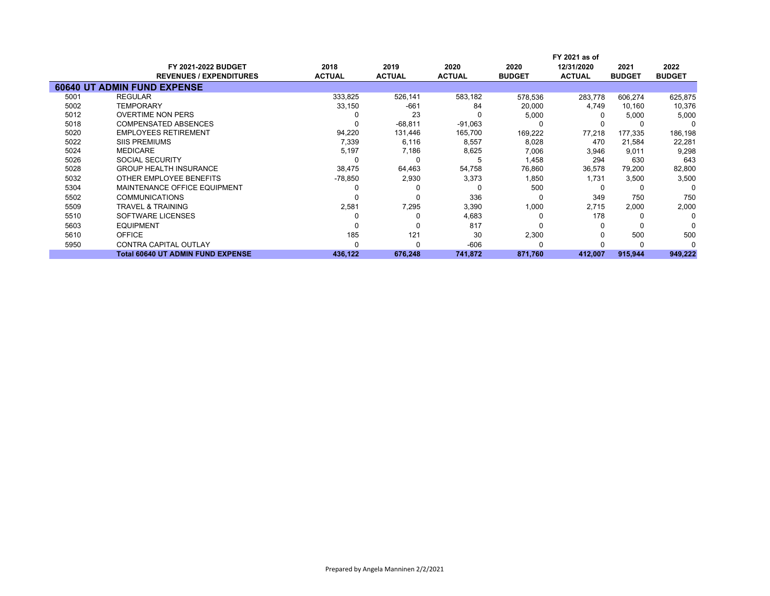| | FY 2021-2022 BUDGET REVENUES / EXPENDITURES | 2018 ACTUAL | 2019 ACTUAL | 2020 ACTUAL | 2020 BUDGET | FY 2021 as of 12/31/2020 ACTUAL | 2021 BUDGET | 2022 BUDGET |
|---|---|---|---|---|---|---|---|---|
| **60640 UT ADMIN FUND EXPENSE** | | | | | | | | |
| 5001 | REGULAR | 333,825 | 526,141 | 583,182 | 578,536 | 283,778 | 606,274 | 625,875 |
| 5002 | TEMPORARY | 33,150 | -661 | 84 | 20,000 | 4,749 | 10,160 | 10,376 |
| 5012 | OVERTIME NON PERS | 0 | 23 | 0 | 5,000 | 0 | 5,000 | 5,000 |
| 5018 | COMPENSATED ABSENCES | 0 | -68,811 | -91,063 | 0 | 0 | 0 | 0 |
| 5020 | EMPLOYEES RETIREMENT | 94,220 | 131,446 | 165,700 | 169,222 | 77,218 | 177,335 | 186,198 |
| 5022 | SIIS PREMIUMS | 7,339 | 6,116 | 8,557 | 8,028 | 470 | 21,584 | 22,281 |
| 5024 | MEDICARE | 5,197 | 7,186 | 8,625 | 7,006 | 3,946 | 9,011 | 9,298 |
| 5026 | SOCIAL SECURITY | 0 | 0 | 5 | 1,458 | 294 | 630 | 643 |
| 5028 | GROUP HEALTH INSURANCE | 38,475 | 64,463 | 54,758 | 76,860 | 36,578 | 79,200 | 82,800 |
| 5032 | OTHER EMPLOYEE BENEFITS | -78,850 | 2,930 | 3,373 | 1,850 | 1,731 | 3,500 | 3,500 |
| 5304 | MAINTENANCE OFFICE EQUIPMENT | 0 | 0 | 0 | 500 | 0 | 0 | 0 |
| 5502 | COMMUNICATIONS | 0 | 0 | 336 | 0 | 349 | 750 | 750 |
| 5509 | TRAVEL & TRAINING | 2,581 | 7,295 | 3,390 | 1,000 | 2,715 | 2,000 | 2,000 |
| 5510 | SOFTWARE LICENSES | 0 | 0 | 4,683 | 0 | 178 | 0 | 0 |
| 5603 | EQUIPMENT | 0 | 0 | 817 | 0 | 0 | 0 | 0 |
| 5610 | OFFICE | 185 | 121 | 30 | 2,300 | 0 | 500 | 500 |
| 5950 | CONTRA CAPITAL OUTLAY | 0 | 0 | -606 | 0 | 0 | 0 | 0 |
| | **Total 60640 UT ADMIN FUND EXPENSE** | **436,122** | **676,248** | **741,872** | **871,760** | **412,007** | **915,944** | **949,222** |

Prepared by Angela Manninen 2/2/2021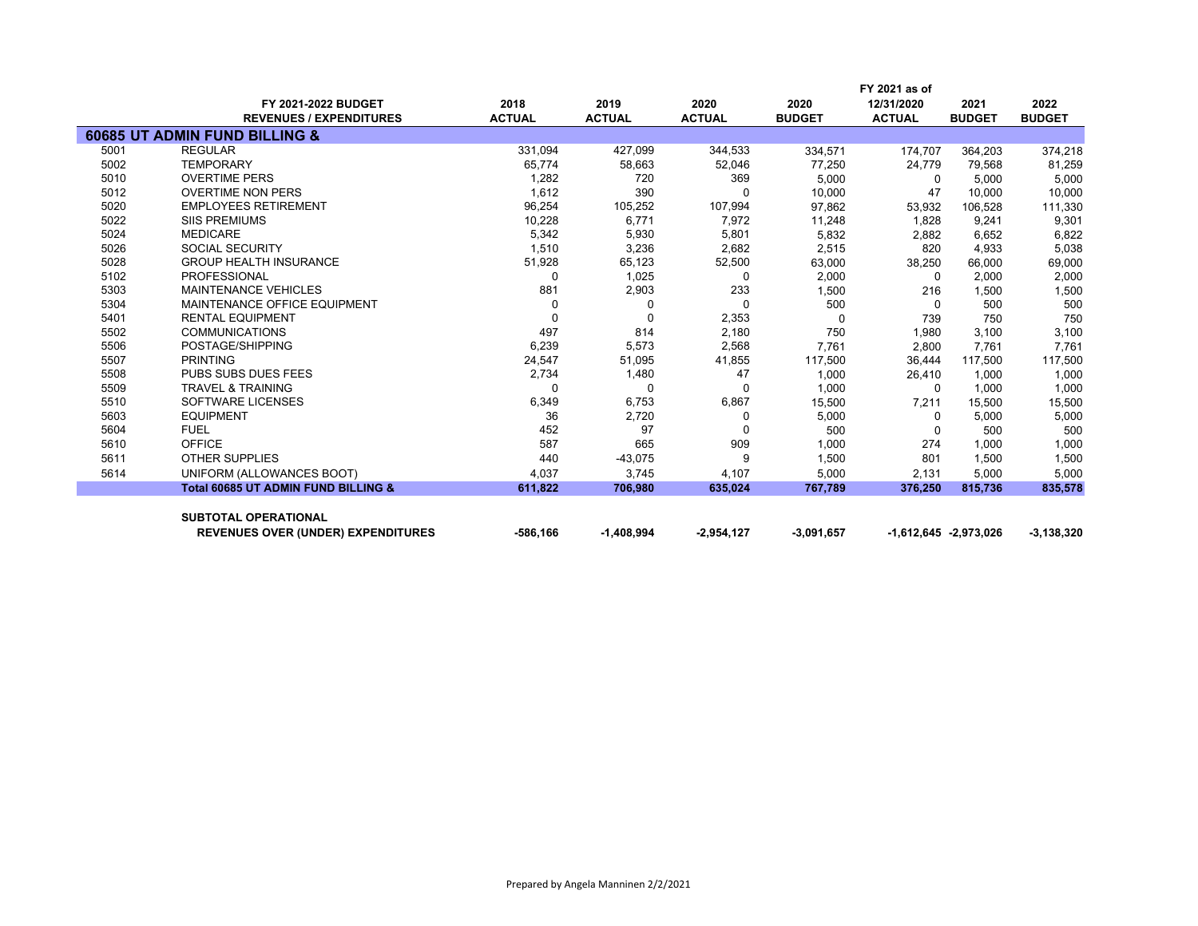| | FY 2021-2022 BUDGET REVENUES / EXPENDITURES | 2018 ACTUAL | 2019 ACTUAL | 2020 ACTUAL | 2020 BUDGET | FY 2021 as of 12/31/2020 ACTUAL | 2021 BUDGET | 2022 BUDGET |
|---|---|---|---|---|---|---|---|---|
| **60685 UT ADMIN FUND BILLING &** | | | | | | | | |
| 5001 | REGULAR | 331,094 | 427,099 | 344,533 | 334,571 | 174,707 | 364,203 | 374,218 |
| 5002 | TEMPORARY | 65,774 | 58,663 | 52,046 | 77,250 | 24,779 | 79,568 | 81,259 |
| 5010 | OVERTIME PERS | 1,282 | 720 | 369 | 5,000 | 0 | 5,000 | 5,000 |
| 5012 | OVERTIME NON PERS | 1,612 | 390 | 0 | 10,000 | 47 | 10,000 | 10,000 |
| 5020 | EMPLOYEES RETIREMENT | 96,254 | 105,252 | 107,994 | 97,862 | 53,932 | 106,528 | 111,330 |
| 5022 | SIIS PREMIUMS | 10,228 | 6,771 | 7,972 | 11,248 | 1,828 | 9,241 | 9,301 |
| 5024 | MEDICARE | 5,342 | 5,930 | 5,801 | 5,832 | 2,882 | 6,652 | 6,822 |
| 5026 | SOCIAL SECURITY | 1,510 | 3,236 | 2,682 | 2,515 | 820 | 4,933 | 5,038 |
| 5028 | GROUP HEALTH INSURANCE | 51,928 | 65,123 | 52,500 | 63,000 | 38,250 | 66,000 | 69,000 |
| 5102 | PROFESSIONAL | 0 | 1,025 | 0 | 2,000 | 0 | 2,000 | 2,000 |
| 5303 | MAINTENANCE VEHICLES | 881 | 2,903 | 233 | 1,500 | 216 | 1,500 | 1,500 |
| 5304 | MAINTENANCE OFFICE EQUIPMENT | 0 | 0 | 0 | 500 | 0 | 500 | 500 |
| 5401 | RENTAL EQUIPMENT | 0 | 0 | 2,353 | 0 | 739 | 750 | 750 |
| 5502 | COMMUNICATIONS | 497 | 814 | 2,180 | 750 | 1,980 | 3,100 | 3,100 |
| 5506 | POSTAGE/SHIPPING | 6,239 | 5,573 | 2,568 | 7,761 | 2,800 | 7,761 | 7,761 |
| 5507 | PRINTING | 24,547 | 51,095 | 41,855 | 117,500 | 36,444 | 117,500 | 117,500 |
| 5508 | PUBS SUBS DUES FEES | 2,734 | 1,480 | 47 | 1,000 | 26,410 | 1,000 | 1,000 |
| 5509 | TRAVEL & TRAINING | 0 | 0 | 0 | 1,000 | 0 | 1,000 | 1,000 |
| 5510 | SOFTWARE LICENSES | 6,349 | 6,753 | 6,867 | 15,500 | 7,211 | 15,500 | 15,500 |
| 5603 | EQUIPMENT | 36 | 2,720 | 0 | 5,000 | 0 | 5,000 | 5,000 |
| 5604 | FUEL | 452 | 97 | 0 | 500 | 0 | 500 | 500 |
| 5610 | OFFICE | 587 | 665 | 909 | 1,000 | 274 | 1,000 | 1,000 |
| 5611 | OTHER SUPPLIES | 440 | -43,075 | 9 | 1,500 | 801 | 1,500 | 1,500 |
| 5614 | UNIFORM (ALLOWANCES BOOT) | 4,037 | 3,745 | 4,107 | 5,000 | 2,131 | 5,000 | 5,000 |
| | **Total 60685 UT ADMIN FUND BILLING &** | **611,822** | **706,980** | **635,024** | **767,789** | **376,250** | **815,736** | **835,578** |
| | **SUBTOTAL OPERATIONAL REVENUES OVER (UNDER) EXPENDITURES** | **-586,166** | **-1,408,994** | **-2,954,127** | **-3,091,657** | **-1,612,645** | **-2,973,026** | **-3,138,320** |

Prepared by Angela Manninen 2/2/2021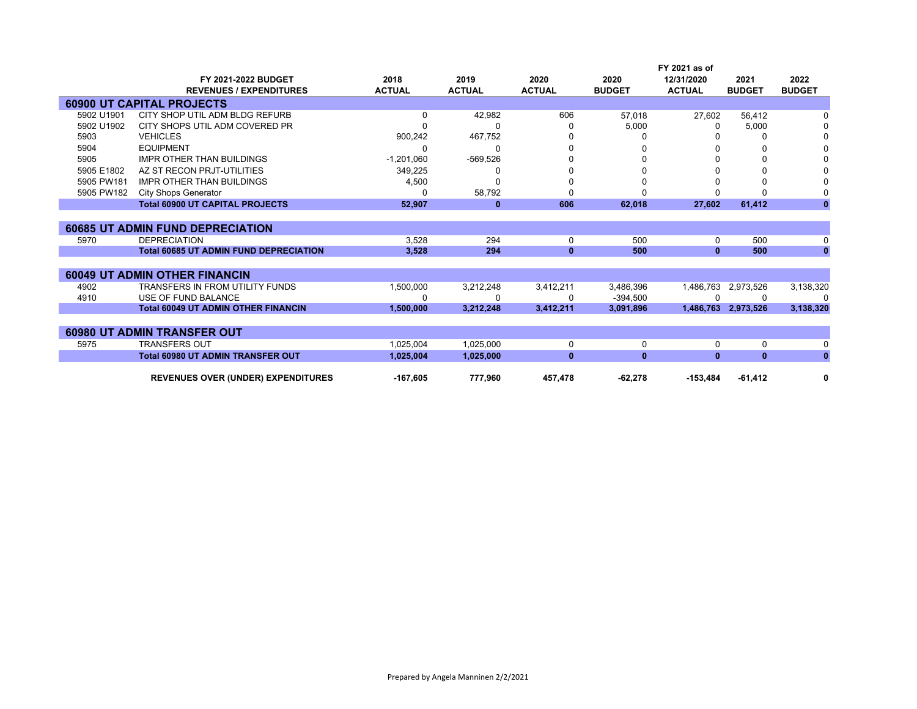| | FY 2021-2022 BUDGET REVENUES / EXPENDITURES | 2018 ACTUAL | 2019 ACTUAL | 2020 ACTUAL | 2020 BUDGET | FY 2021 as of 12/31/2020 ACTUAL | 2021 BUDGET | 2022 BUDGET |
|---|---|---|---|---|---|---|---|---|
| **60900 UT CAPITAL PROJECTS** | | | | | | | | |
| 5902 U1901 | CITY SHOP UTIL ADM BLDG REFURB | 0 | 42,982 | 606 | 57,018 | 27,602 | 56,412 | 0 |
| 5902 U1902 | CITY SHOPS UTIL ADM COVERED PR | 0 | 0 | 0 | 5,000 | 0 | 5,000 | 0 |
| 5903 | VEHICLES | 900,242 | 467,752 | 0 | 0 | 0 | 0 | 0 |
| 5904 | EQUIPMENT | 0 | 0 | 0 | 0 | 0 | 0 | 0 |
| 5905 | IMPR OTHER THAN BUILDINGS | -1,201,060 | -569,526 | 0 | 0 | 0 | 0 | 0 |
| 5905 E1802 | AZ ST RECON PRJT-UTILITIES | 349,225 | 0 | 0 | 0 | 0 | 0 | 0 |
| 5905 PW181 | IMPR OTHER THAN BUILDINGS | 4,500 | 0 | 0 | 0 | 0 | 0 | 0 |
| 5905 PW182 | City Shops Generator | 0 | 58,792 | 0 | 0 | 0 | 0 | 0 |
| | **Total 60900 UT CAPITAL PROJECTS** | **52,907** | **0** | **606** | **62,018** | **27,602** | **61,412** | **0** |
| **60685 UT ADMIN FUND DEPRECIATION** | | | | | | | | |
| 5970 | DEPRECIATION | 3,528 | 294 | 0 | 500 | 0 | 500 | 0 |
| | **Total 60685 UT ADMIN FUND DEPRECIATION** | **3,528** | **294** | **0** | **500** | **0** | **500** | **0** |
| **60049 UT ADMIN OTHER FINANCIN** | | | | | | | | |
| 4902 | TRANSFERS IN FROM UTILITY FUNDS | 1,500,000 | 3,212,248 | 3,412,211 | 3,486,396 | 1,486,763 | 2,973,526 | 3,138,320 |
| 4910 | USE OF FUND BALANCE | 0 | 0 | 0 | -394,500 | 0 | 0 | 0 |
| | **Total 60049 UT ADMIN OTHER FINANCIN** | **1,500,000** | **3,212,248** | **3,412,211** | **3,091,896** | **1,486,763** | **2,973,526** | **3,138,320** |
| **60980 UT ADMIN TRANSFER OUT** | | | | | | | | |
| 5975 | TRANSFERS OUT | 1,025,004 | 1,025,000 | 0 | 0 | 0 | 0 | 0 |
| | **Total 60980 UT ADMIN TRANSFER OUT** | **1,025,004** | **1,025,000** | **0** | **0** | **0** | **0** | **0** |
| | **REVENUES OVER (UNDER) EXPENDITURES** | **-167,605** | **777,960** | **457,478** | **-62,278** | **-153,484** | **-61,412** | **0** |

Prepared by Angela Manninen 2/2/2021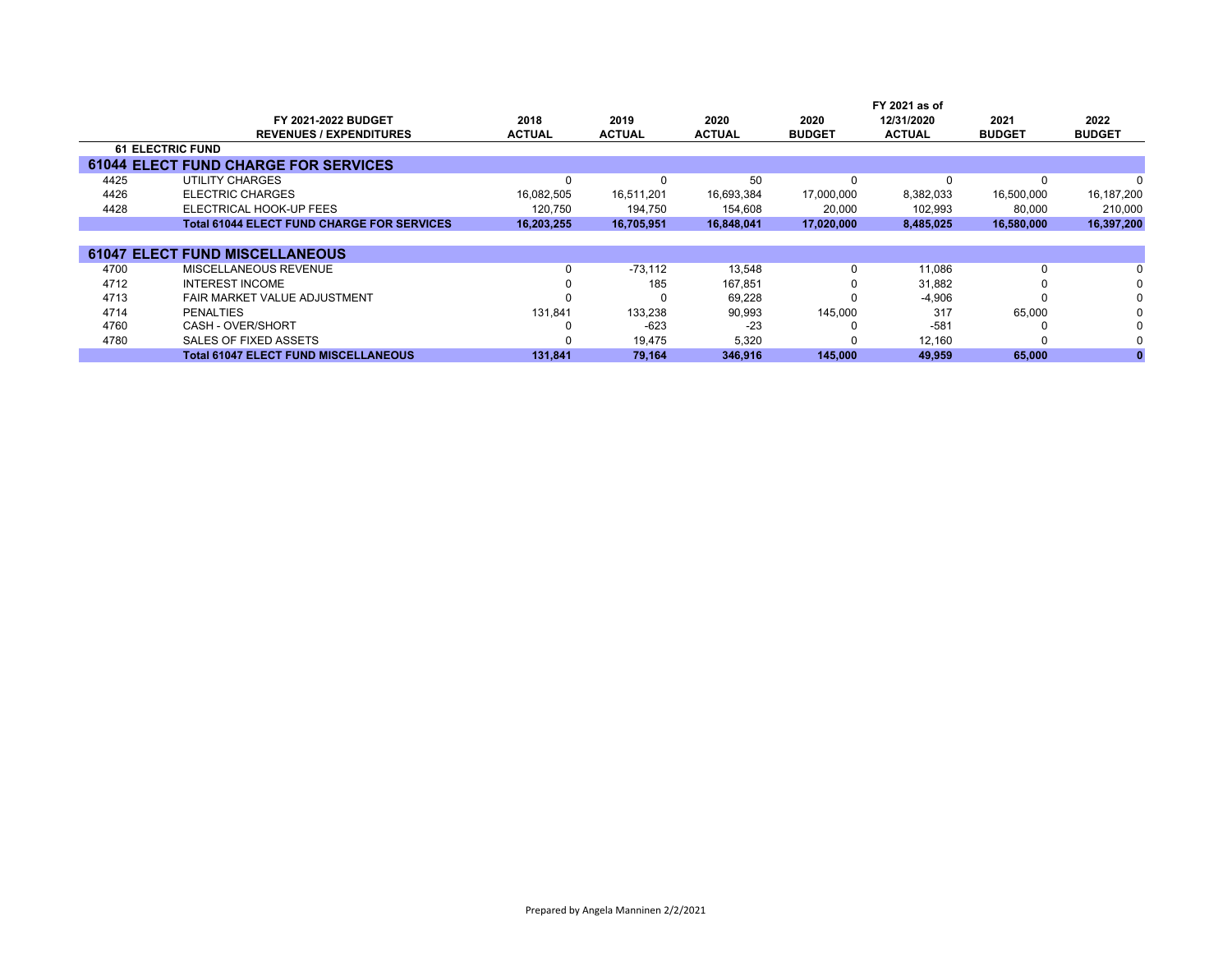| | FY 2021-2022 BUDGET REVENUES / EXPENDITURES | 2018 ACTUAL | 2019 ACTUAL | 2020 ACTUAL | 2020 BUDGET | FY 2021 as of 12/31/2020 ACTUAL | 2021 BUDGET | 2022 BUDGET |
|---|---|---|---|---|---|---|---|---|
| **61 ELECTRIC FUND** | | | | | | | | |
| **61044** | **ELECT FUND CHARGE FOR SERVICES** | | | | | | | |
| 4425 | UTILITY CHARGES | 0 | 0 | 50 | 0 | 0 | 0 | 0 |
| 4426 | ELECTRIC CHARGES | 16,082,505 | 16,511,201 | 16,693,384 | 17,000,000 | 8,382,033 | 16,500,000 | 16,187,200 |
| 4428 | ELECTRICAL HOOK-UP FEES | 120,750 | 194,750 | 154,608 | 20,000 | 102,993 | 80,000 | 210,000 |
| | **Total 61044 ELECT FUND CHARGE FOR SERVICES** | **16,203,255** | **16,705,951** | **16,848,041** | **17,020,000** | **8,485,025** | **16,580,000** | **16,397,200** |
| **61047** | **ELECT FUND MISCELLANEOUS** | | | | | | | |
| 4700 | MISCELLANEOUS REVENUE | 0 | -73,112 | 13,548 | 0 | 11,086 | 0 | 0 |
| 4712 | INTEREST INCOME | 0 | 185 | 167,851 | 0 | 31,882 | 0 | 0 |
| 4713 | FAIR MARKET VALUE ADJUSTMENT | 0 | 0 | 69,228 | 0 | -4,906 | 0 | 0 |
| 4714 | PENALTIES | 131,841 | 133,238 | 90,993 | 145,000 | 317 | 65,000 | 0 |
| 4760 | CASH - OVER/SHORT | 0 | -623 | -23 | 0 | -581 | 0 | 0 |
| 4780 | SALES OF FIXED ASSETS | 0 | 19,475 | 5,320 | 0 | 12,160 | 0 | 0 |
| | **Total 61047 ELECT FUND MISCELLANEOUS** | **131,841** | **79,164** | **346,916** | **145,000** | **49,959** | **65,000** | **0** |

Prepared by Angela Manninen 2/2/2021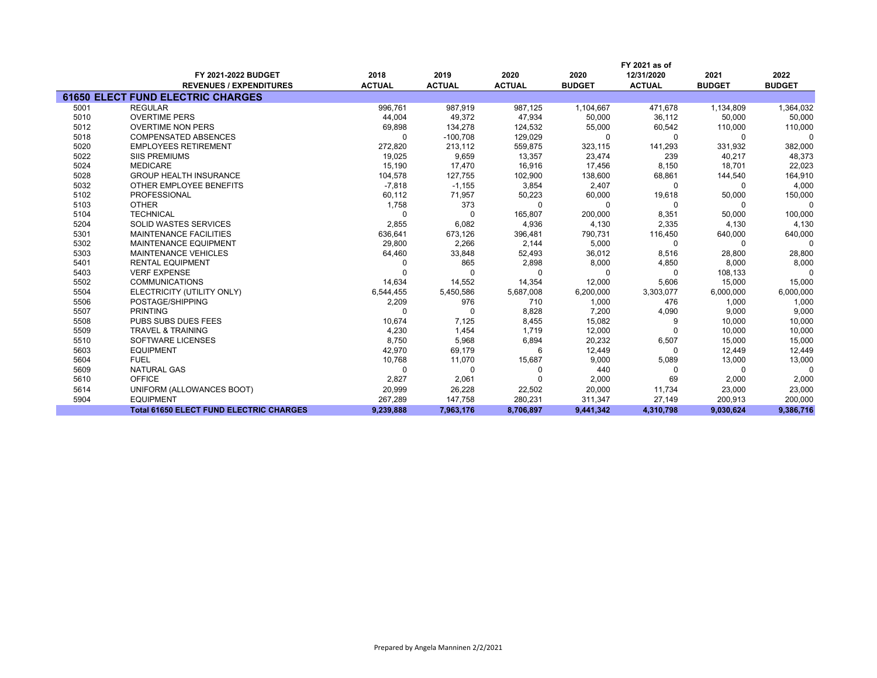| | FY 2021-2022 BUDGET<br>REVENUES / EXPENDITURES | 2018<br>ACTUAL | 2019<br>ACTUAL | 2020<br>ACTUAL | 2020<br>BUDGET | FY 2021 as of<br>12/31/2020<br>ACTUAL | 2021<br>BUDGET | 2022<br>BUDGET |
|---|---|---|---|---|---|---|---|---|
| **61650 ELECT FUND ELECTRIC CHARGES** | | | | | | | | |
| 5001 | REGULAR | 996,761 | 987,919 | 987,125 | 1,104,667 | 471,678 | 1,134,809 | 1,364,032 |
| 5010 | OVERTIME PERS | 44,004 | 49,372 | 47,934 | 50,000 | 36,112 | 50,000 | 50,000 |
| 5012 | OVERTIME NON PERS | 69,898 | 134,278 | 124,532 | 55,000 | 60,542 | 110,000 | 110,000 |
| 5018 | COMPENSATED ABSENCES | 0 | -100,708 | 129,029 | 0 | 0 | 0 | 0 |
| 5020 | EMPLOYEES RETIREMENT | 272,820 | 213,112 | 559,875 | 323,115 | 141,293 | 331,932 | 382,000 |
| 5022 | SIIS PREMIUMS | 19,025 | 9,659 | 13,357 | 23,474 | 239 | 40,217 | 48,373 |
| 5024 | MEDICARE | 15,190 | 17,470 | 16,916 | 17,456 | 8,150 | 18,701 | 22,023 |
| 5028 | GROUP HEALTH INSURANCE | 104,578 | 127,755 | 102,900 | 138,600 | 68,861 | 144,540 | 164,910 |
| 5032 | OTHER EMPLOYEE BENEFITS | -7,818 | -1,155 | 3,854 | 2,407 | 0 | 0 | 4,000 |
| 5102 | PROFESSIONAL | 60,112 | 71,957 | 50,223 | 60,000 | 19,618 | 50,000 | 150,000 |
| 5103 | OTHER | 1,758 | 373 | 0 | 0 | 0 | 0 | 0 |
| 5104 | TECHNICAL | 0 | 0 | 165,807 | 200,000 | 8,351 | 50,000 | 100,000 |
| 5204 | SOLID WASTES SERVICES | 2,855 | 6,082 | 4,936 | 4,130 | 2,335 | 4,130 | 4,130 |
| 5301 | MAINTENANCE FACILITIES | 636,641 | 673,126 | 396,481 | 790,731 | 116,450 | 640,000 | 640,000 |
| 5302 | MAINTENANCE EQUIPMENT | 29,800 | 2,266 | 2,144 | 5,000 | 0 | 0 | 0 |
| 5303 | MAINTENANCE VEHICLES | 64,460 | 33,848 | 52,493 | 36,012 | 8,516 | 28,800 | 28,800 |
| 5401 | RENTAL EQUIPMENT | 0 | 865 | 2,898 | 8,000 | 4,850 | 8,000 | 8,000 |
| 5403 | VERF EXPENSE | 0 | 0 | 0 | 0 | 0 | 108,133 | 0 |
| 5502 | COMMUNICATIONS | 14,634 | 14,552 | 14,354 | 12,000 | 5,606 | 15,000 | 15,000 |
| 5504 | ELECTRICITY (UTILITY ONLY) | 6,544,455 | 5,450,586 | 5,687,008 | 6,200,000 | 3,303,077 | 6,000,000 | 6,000,000 |
| 5506 | POSTAGE/SHIPPING | 2,209 | 976 | 710 | 1,000 | 476 | 1,000 | 1,000 |
| 5507 | PRINTING | 0 | 0 | 8,828 | 7,200 | 4,090 | 9,000 | 9,000 |
| 5508 | PUBS SUBS DUES FEES | 10,674 | 7,125 | 8,455 | 15,082 | 9 | 10,000 | 10,000 |
| 5509 | TRAVEL & TRAINING | 4,230 | 1,454 | 1,719 | 12,000 | 0 | 10,000 | 10,000 |
| 5510 | SOFTWARE LICENSES | 8,750 | 5,968 | 6,894 | 20,232 | 6,507 | 15,000 | 15,000 |
| 5603 | EQUIPMENT | 42,970 | 69,179 | 6 | 12,449 | 0 | 12,449 | 12,449 |
| 5604 | FUEL | 10,768 | 11,070 | 15,687 | 9,000 | 5,089 | 13,000 | 13,000 |
| 5609 | NATURAL GAS | 0 | 0 | 0 | 440 | 0 | 0 | 0 |
| 5610 | OFFICE | 2,827 | 2,061 | 0 | 2,000 | 69 | 2,000 | 2,000 |
| 5614 | UNIFORM (ALLOWANCES BOOT) | 20,999 | 26,228 | 22,502 | 20,000 | 11,734 | 23,000 | 23,000 |
| 5904 | EQUIPMENT | 267,289 | 147,758 | 280,231 | 311,347 | 27,149 | 200,913 | 200,000 |
| | **Total 61650 ELECT FUND ELECTRIC CHARGES** | **9,239,888** | **7,963,176** | **8,706,897** | **9,441,342** | **4,310,798** | **9,030,624** | **9,386,716** |

Prepared by Angela Manninen 2/2/2021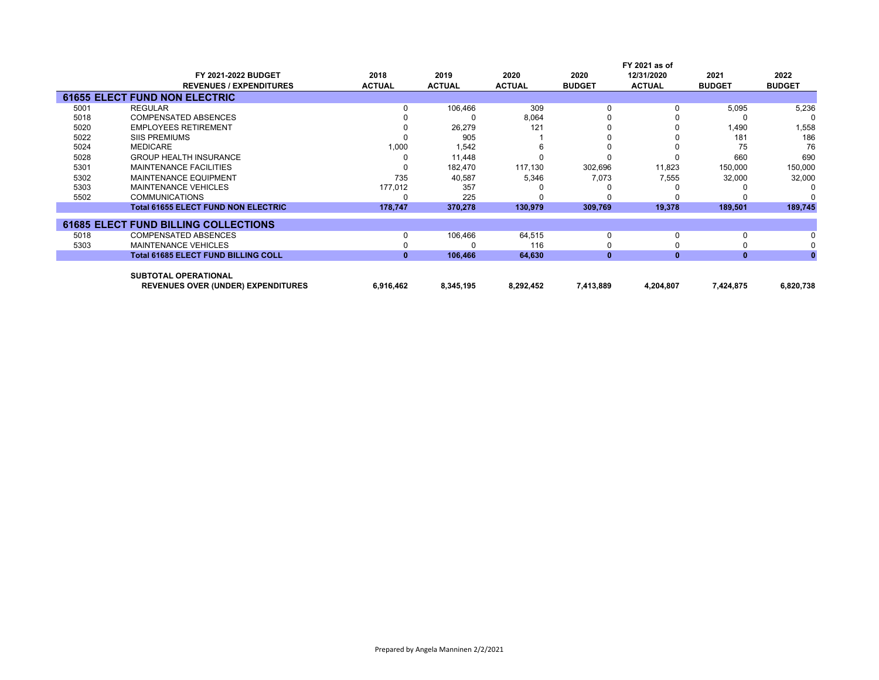| | FY 2021-2022 BUDGET REVENUES / EXPENDITURES | 2018 ACTUAL | 2019 ACTUAL | 2020 ACTUAL | 2020 BUDGET | FY 2021 as of 12/31/2020 ACTUAL | 2021 BUDGET | 2022 BUDGET |
|---|---|---|---|---|---|---|---|---|
| **61655 ELECT FUND NON ELECTRIC** | | | | | | | | |
| 5001 | REGULAR | 0 | 106,466 | 309 | 0 | 0 | 5,095 | 5,236 |
| 5018 | COMPENSATED ABSENCES | 0 | 0 | 8,064 | 0 | 0 | 0 | 0 |
| 5020 | EMPLOYEES RETIREMENT | 0 | 26,279 | 121 | 0 | 0 | 1,490 | 1,558 |
| 5022 | SIIS PREMIUMS | 0 | 905 | 1 | 0 | 0 | 181 | 186 |
| 5024 | MEDICARE | 1,000 | 1,542 | 6 | 0 | 0 | 75 | 76 |
| 5028 | GROUP HEALTH INSURANCE | 0 | 11,448 | 0 | 0 | 0 | 660 | 690 |
| 5301 | MAINTENANCE FACILITIES | 0 | 182,470 | 117,130 | 302,696 | 11,823 | 150,000 | 150,000 |
| 5302 | MAINTENANCE EQUIPMENT | 735 | 40,587 | 5,346 | 7,073 | 7,555 | 32,000 | 32,000 |
| 5303 | MAINTENANCE VEHICLES | 177,012 | 357 | 0 | 0 | 0 | 0 | 0 |
| 5502 | COMMUNICATIONS | 0 | 225 | 0 | 0 | 0 | 0 | 0 |
| | **Total 61655 ELECT FUND NON ELECTRIC** | **178,747** | **370,278** | **130,979** | **309,769** | **19,378** | **189,501** | **189,745** |
| **61685 ELECT FUND BILLING COLLECTIONS** | | | | | | | | |
| 5018 | COMPENSATED ABSENCES | 0 | 106,466 | 64,515 | 0 | 0 | 0 | 0 |
| 5303 | MAINTENANCE VEHICLES | 0 | 0 | 116 | 0 | 0 | 0 | 0 |
| | **Total 61685 ELECT FUND BILLING COLL** | **0** | **106,466** | **64,630** | **0** | **0** | **0** | **0** |
| | **SUBTOTAL OPERATIONAL REVENUES OVER (UNDER) EXPENDITURES** | **6,916,462** | **8,345,195** | **8,292,452** | **7,413,889** | **4,204,807** | **7,424,875** | **6,820,738** |

Prepared by Angela Manninen 2/2/2021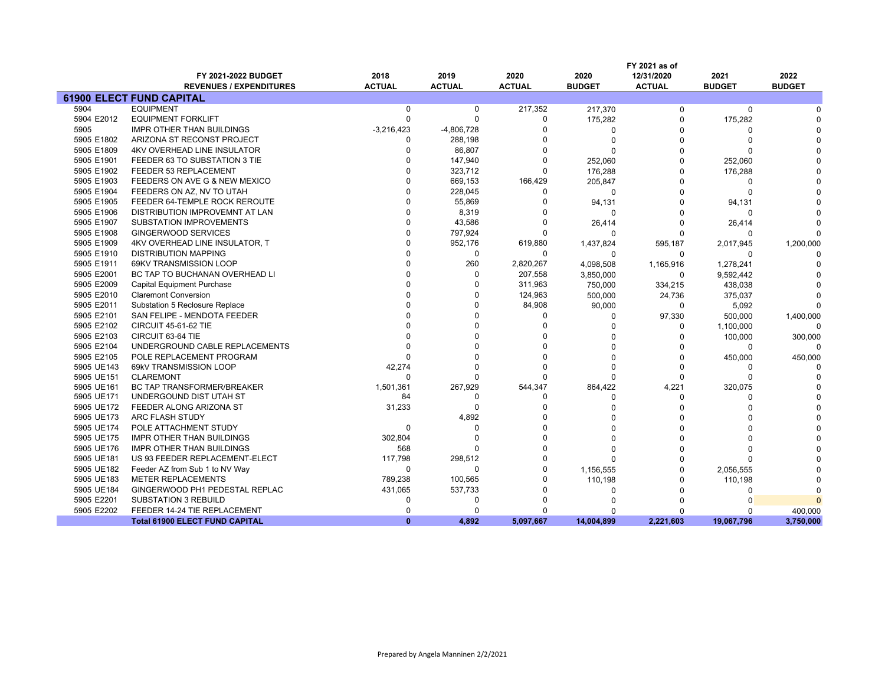| | FY 2021-2022 BUDGET REVENUES / EXPENDITURES | 2018 ACTUAL | 2019 ACTUAL | 2020 ACTUAL | 2020 BUDGET | FY 2021 as of 12/31/2020 ACTUAL | 2021 BUDGET | 2022 BUDGET |
|---|---|---|---|---|---|---|---|---|
| **61900 ELECT FUND CAPITAL** | | | | | | | | |
| 5904 | EQUIPMENT | 0 | 0 | 217,352 | 217,370 | 0 | 0 | 0 |
| 5904 E2012 | EQUIPMENT FORKLIFT | 0 | 0 | 0 | 175,282 | 0 | 175,282 | 0 |
| 5905 | IMPR OTHER THAN BUILDINGS | -3,216,423 | -4,806,728 | 0 | 0 | 0 | 0 | 0 |
| 5905 E1802 | ARIZONA ST RECONST PROJECT | 0 | 288,198 | 0 | 0 | 0 | 0 | 0 |
| 5905 E1809 | 4KV OVERHEAD LINE INSULATOR | 0 | 86,807 | 0 | 0 | 0 | 0 | 0 |
| 5905 E1901 | FEEDER 63 TO SUBSTATION 3 TIE | 0 | 147,940 | 0 | 252,060 | 0 | 252,060 | 0 |
| 5905 E1902 | FEEDER 53 REPLACEMENT | 0 | 323,712 | 0 | 176,288 | 0 | 176,288 | 0 |
| 5905 E1903 | FEEDERS ON AVE G & NEW MEXICO | 0 | 669,153 | 166,429 | 205,847 | 0 | 0 | 0 |
| 5905 E1904 | FEEDERS ON AZ, NV TO UTAH | 0 | 228,045 | 0 | 0 | 0 | 0 | 0 |
| 5905 E1905 | FEEDER 64-TEMPLE ROCK REROUTE | 0 | 55,869 | 0 | 94,131 | 0 | 94,131 | 0 |
| 5905 E1906 | DISTRIBUTION IMPROVEMNT AT LAN | 0 | 8,319 | 0 | 0 | 0 | 0 | 0 |
| 5905 E1907 | SUBSTATION IMPROVEMENTS | 0 | 43,586 | 0 | 26,414 | 0 | 26,414 | 0 |
| 5905 E1908 | GINGERWOOD SERVICES | 0 | 797,924 | 0 | 0 | 0 | 0 | 0 |
| 5905 E1909 | 4KV OVERHEAD LINE INSULATOR, T | 0 | 952,176 | 619,880 | 1,437,824 | 595,187 | 2,017,945 | 1,200,000 |
| 5905 E1910 | DISTRIBUTION MAPPING | 0 | 0 | 0 | 0 | 0 | 0 | 0 |
| 5905 E1911 | 69KV TRANSMISSION LOOP | 0 | 260 | 2,820,267 | 4,098,508 | 1,165,916 | 1,278,241 | 0 |
| 5905 E2001 | BC TAP TO BUCHANAN OVERHEAD LI | 0 | 0 | 207,558 | 3,850,000 | 0 | 9,592,442 | 0 |
| 5905 E2009 | Capital Equipment Purchase | 0 | 0 | 311,963 | 750,000 | 334,215 | 438,038 | 0 |
| 5905 E2010 | Claremont Conversion | 0 | 0 | 124,963 | 500,000 | 24,736 | 375,037 | 0 |
| 5905 E2011 | Substation 5 Reclosure Replace | 0 | 0 | 84,908 | 90,000 | 0 | 5,092 | 0 |
| 5905 E2101 | SAN FELIPE - MENDOTA FEEDER | 0 | 0 | 0 | 0 | 97,330 | 500,000 | 1,400,000 |
| 5905 E2102 | CIRCUIT 45-61-62 TIE | 0 | 0 | 0 | 0 | 0 | 1,100,000 | 0 |
| 5905 E2103 | CIRCUIT 63-64 TIE | 0 | 0 | 0 | 0 | 0 | 100,000 | 300,000 |
| 5905 E2104 | UNDERGROUND CABLE REPLACEMENTS | 0 | 0 | 0 | 0 | 0 | 0 | 0 |
| 5905 E2105 | POLE REPLACEMENT PROGRAM | 0 | 0 | 0 | 0 | 0 | 450,000 | 450,000 |
| 5905 UE143 | 69kV TRANSMISSION LOOP | 42,274 | 0 | 0 | 0 | 0 | 0 | 0 |
| 5905 UE151 | CLAREMONT | 0 | 0 | 0 | 0 | 0 | 0 | 0 |
| 5905 UE161 | BC TAP TRANSFORMER/BREAKER | 1,501,361 | 267,929 | 544,347 | 864,422 | 4,221 | 320,075 | 0 |
| 5905 UE171 | UNDERGOUND DIST UTAH ST | 84 | 0 | 0 | 0 | 0 | 0 | 0 |
| 5905 UE172 | FEEDER ALONG ARIZONA ST | 31,233 | 0 | 0 | 0 | 0 | 0 | 0 |
| 5905 UE173 | ARC FLASH STUDY | | 4,892 | 0 | 0 | 0 | 0 | 0 |
| 5905 UE174 | POLE ATTACHMENT STUDY | 0 | 0 | 0 | 0 | 0 | 0 | 0 |
| 5905 UE175 | IMPR OTHER THAN BUILDINGS | 302,804 | 0 | 0 | 0 | 0 | 0 | 0 |
| 5905 UE176 | IMPR OTHER THAN BUILDINGS | 568 | 0 | 0 | 0 | 0 | 0 | 0 |
| 5905 UE181 | US 93 FEEDER REPLACEMENT-ELECT | 117,798 | 298,512 | 0 | 0 | 0 | 0 | 0 |
| 5905 UE182 | Feeder AZ from Sub 1 to NV Way | 0 | 0 | 0 | 1,156,555 | 0 | 2,056,555 | 0 |
| 5905 UE183 | METER REPLACEMENTS | 789,238 | 100,565 | 0 | 110,198 | 0 | 110,198 | 0 |
| 5905 UE184 | GINGERWOOD PH1 PEDESTAL REPLAC | 431,065 | 537,733 | 0 | 0 | 0 | 0 | 0 |
| 5905 E2201 | SUBSTATION 3 REBUILD | 0 | 0 | 0 | 0 | 0 | 0 | 0 |
| 5905 E2202 | FEEDER 14-24 TIE REPLACEMENT | 0 | 0 | 0 | 0 | 0 | 0 | 400,000 |
| | **Total 61900 ELECT FUND CAPITAL** | **0** | **4,892** | **5,097,667** | **14,004,899** | **2,221,603** | **19,067,796** | **3,750,000** |

Prepared by Angela Manninen 2/2/2021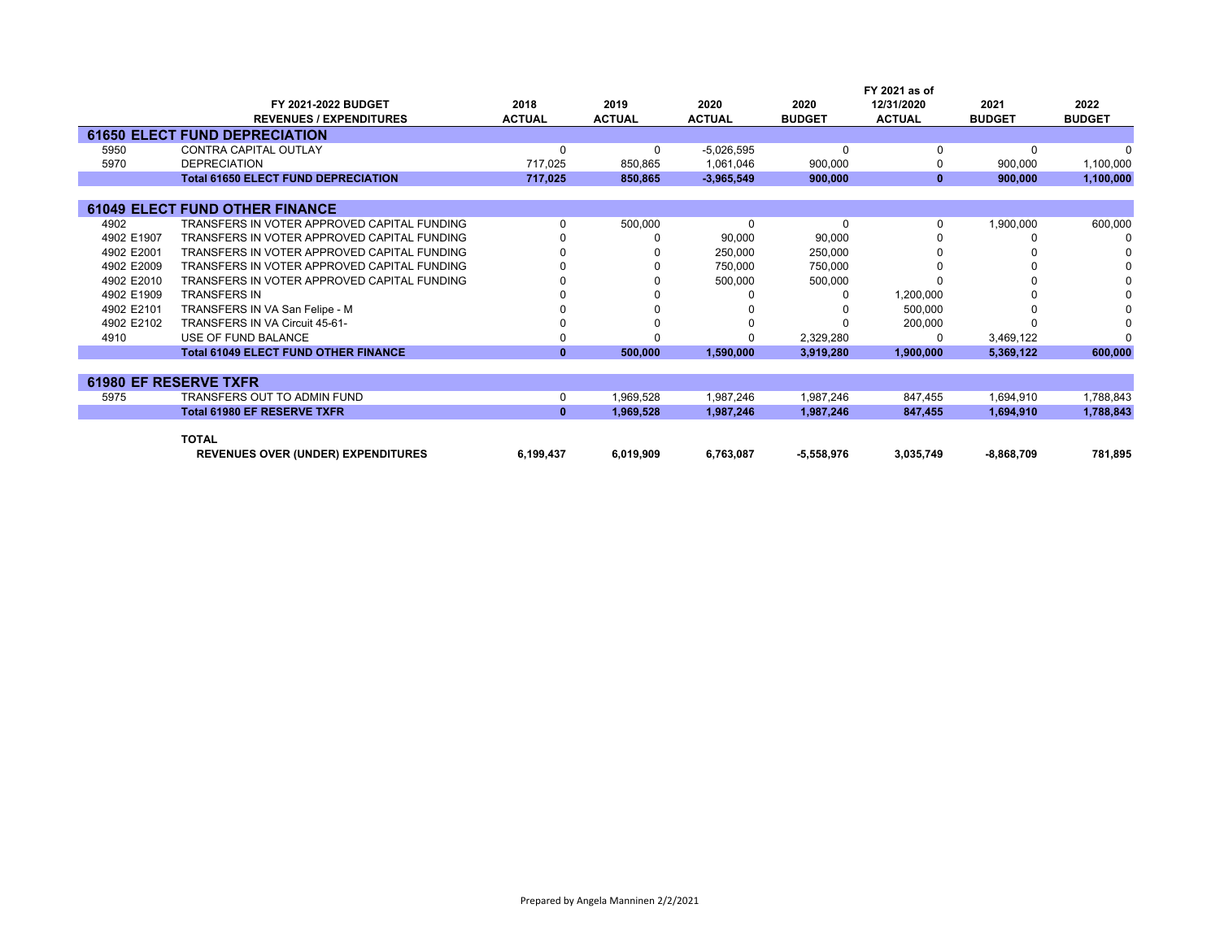| | FY 2021-2022 BUDGET<br>REVENUES / EXPENDITURES | 2018<br>ACTUAL | 2019<br>ACTUAL | 2020<br>ACTUAL | 2020<br>BUDGET | FY 2021 as of<br>12/31/2020<br>ACTUAL | 2021<br>BUDGET | 2022<br>BUDGET |
|---|---|---|---|---|---|---|---|---|
| **61650 ELECT FUND DEPRECIATION** | | | | | | | | |
| 5950 | CONTRA CAPITAL OUTLAY | 0 | 0 | -5,026,595 | 0 | 0 | 0 | 0 |
| 5970 | DEPRECIATION | 717,025 | 850,865 | 1,061,046 | 900,000 | 0 | 900,000 | 1,100,000 |
| | **Total 61650 ELECT FUND DEPRECIATION** | **717,025** | **850,865** | **-3,965,549** | **900,000** | **0** | **900,000** | **1,100,000** |
| **61049 ELECT FUND OTHER FINANCE** | | | | | | | | |
| 4902 | TRANSFERS IN VOTER APPROVED CAPITAL FUNDING | 0 | 500,000 | 0 | 0 | 0 | 1,900,000 | 600,000 |
| 4902 E1907 | TRANSFERS IN VOTER APPROVED CAPITAL FUNDING | 0 | 0 | 90,000 | 90,000 | 0 | 0 | 0 |
| 4902 E2001 | TRANSFERS IN VOTER APPROVED CAPITAL FUNDING | 0 | 0 | 250,000 | 250,000 | 0 | 0 | 0 |
| 4902 E2009 | TRANSFERS IN VOTER APPROVED CAPITAL FUNDING | 0 | 0 | 750,000 | 750,000 | 0 | 0 | 0 |
| 4902 E2010 | TRANSFERS IN VOTER APPROVED CAPITAL FUNDING | 0 | 0 | 500,000 | 500,000 | 0 | 0 | 0 |
| 4902 E1909 | TRANSFERS IN | 0 | 0 | 0 | 0 | 1,200,000 | 0 | 0 |
| 4902 E2101 | TRANSFERS IN VA San Felipe - M | 0 | 0 | 0 | 0 | 500,000 | 0 | 0 |
| 4902 E2102 | TRANSFERS IN VA Circuit 45-61- | 0 | 0 | 0 | 0 | 200,000 | 0 | 0 |
| 4910 | USE OF FUND BALANCE | 0 | 0 | 0 | 2,329,280 | 0 | 3,469,122 | 0 |
| | **Total 61049 ELECT FUND OTHER FINANCE** | **0** | **500,000** | **1,590,000** | **3,919,280** | **1,900,000** | **5,369,122** | **600,000** |
| **61980 EF RESERVE TXFR** | | | | | | | | |
| 5975 | TRANSFERS OUT TO ADMIN FUND | 0 | 1,969,528 | 1,987,246 | 1,987,246 | 847,455 | 1,694,910 | 1,788,843 |
| | **Total 61980 EF RESERVE TXFR** | **0** | **1,969,528** | **1,987,246** | **1,987,246** | **847,455** | **1,694,910** | **1,788,843** |
| | **TOTAL<br>REVENUES OVER (UNDER) EXPENDITURES** | **6,199,437** | **6,019,909** | **6,763,087** | **-5,558,976** | **3,035,749** | **-8,868,709** | **781,895** |

Prepared by Angela Manninen 2/2/2021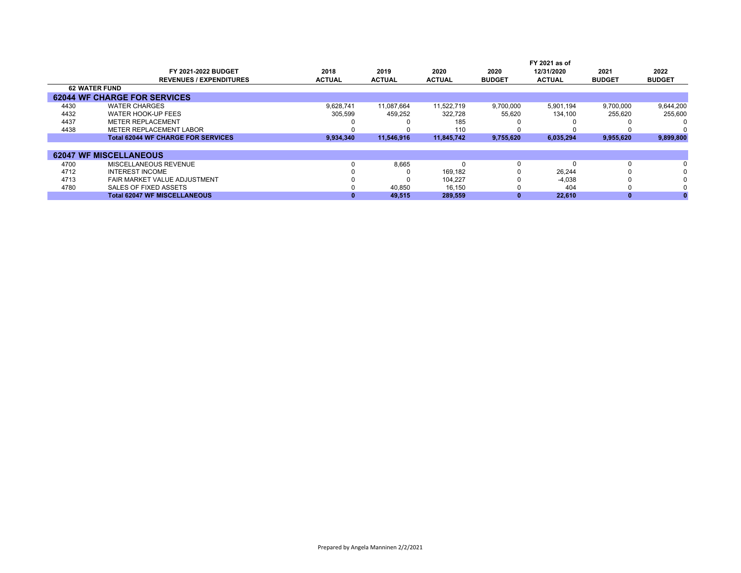| | FY 2021-2022 BUDGET REVENUES / EXPENDITURES | 2018 ACTUAL | 2019 ACTUAL | 2020 ACTUAL | 2020 BUDGET | FY 2021 as of 12/31/2020 ACTUAL | 2021 BUDGET | 2022 BUDGET |
|---|---|---|---|---|---|---|---|---|
| **62 WATER FUND** | | | | | | | | |
| **62044 WF CHARGE FOR SERVICES** | | | | | | | | |
| 4430 | WATER CHARGES | 9,628,741 | 11,087,664 | 11,522,719 | 9,700,000 | 5,901,194 | 9,700,000 | 9,644,200 |
| 4432 | WATER HOOK-UP FEES | 305,599 | 459,252 | 322,728 | 55,620 | 134,100 | 255,620 | 255,600 |
| 4437 | METER REPLACEMENT | 0 | 0 | 185 | 0 | 0 | 0 | 0 |
| 4438 | METER REPLACEMENT LABOR | 0 | 0 | 110 | 0 | 0 | 0 | 0 |
| | **Total 62044 WF CHARGE FOR SERVICES** | **9,934,340** | **11,546,916** | **11,845,742** | **9,755,620** | **6,035,294** | **9,955,620** | **9,899,800** |
| **62047 WF MISCELLANEOUS** | | | | | | | | |
| 4700 | MISCELLANEOUS REVENUE | 0 | 8,665 | 0 | 0 | 0 | 0 | 0 |
| 4712 | INTEREST INCOME | 0 | 0 | 169,182 | 0 | 26,244 | 0 | 0 |
| 4713 | FAIR MARKET VALUE ADJUSTMENT | 0 | 0 | 104,227 | 0 | -4,038 | 0 | 0 |
| 4780 | SALES OF FIXED ASSETS | 0 | 40,850 | 16,150 | 0 | 404 | 0 | 0 |
| | **Total 62047 WF MISCELLANEOUS** | **0** | **49,515** | **289,559** | **0** | **22,610** | **0** | **0** |

Prepared by Angela Manninen 2/2/2021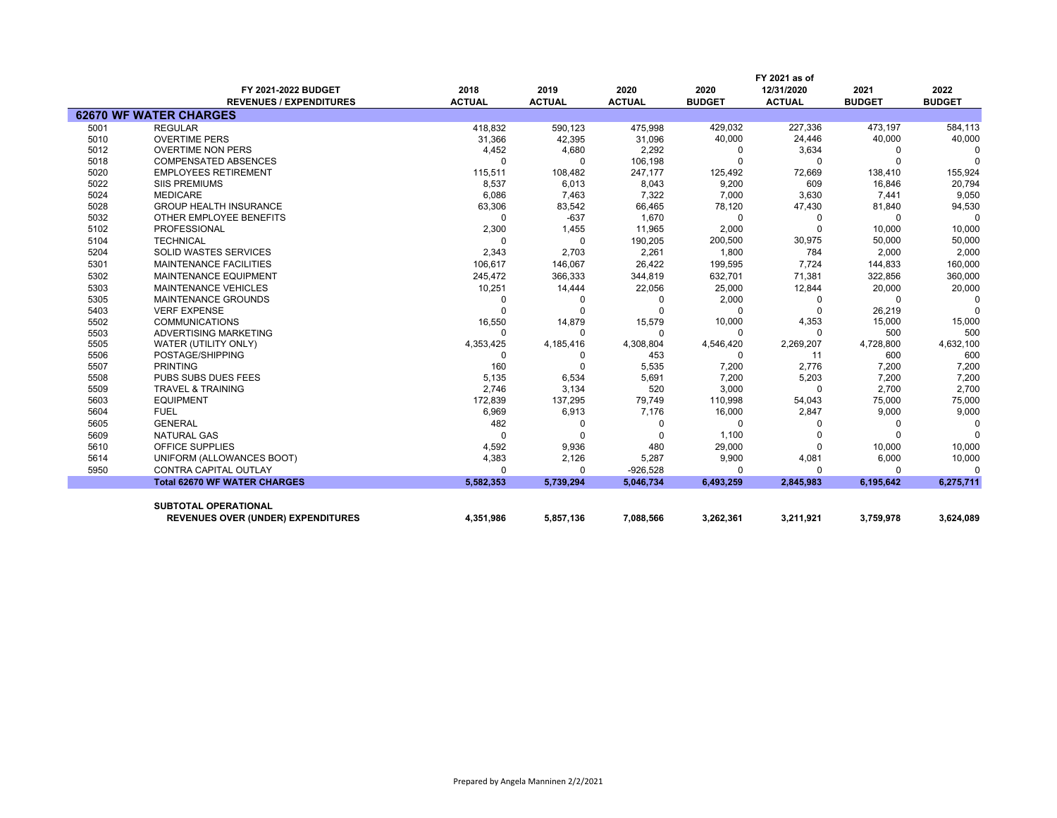| | FY 2021-2022 BUDGET<br>REVENUES / EXPENDITURES | 2018<br>ACTUAL | 2019<br>ACTUAL | 2020<br>ACTUAL | 2020<br>BUDGET | FY 2021 as of<br>12/31/2020<br>ACTUAL | 2021<br>BUDGET | 2022<br>BUDGET |
|---|---|---|---|---|---|---|---|---|
| **62670 WF WATER CHARGES** | | | | | | | | |
| 5001 | REGULAR | 418,832 | 590,123 | 475,998 | 429,032 | 227,336 | 473,197 | 584,113 |
| 5010 | OVERTIME PERS | 31,366 | 42,395 | 31,096 | 40,000 | 24,446 | 40,000 | 40,000 |
| 5012 | OVERTIME NON PERS | 4,452 | 4,680 | 2,292 | 0 | 3,634 | 0 | 0 |
| 5018 | COMPENSATED ABSENCES | 0 | 0 | 106,198 | 0 | 0 | 0 | 0 |
| 5020 | EMPLOYEES RETIREMENT | 115,511 | 108,482 | 247,177 | 125,492 | 72,669 | 138,410 | 155,924 |
| 5022 | SIIS PREMIUMS | 8,537 | 6,013 | 8,043 | 9,200 | 609 | 16,846 | 20,794 |
| 5024 | MEDICARE | 6,086 | 7,463 | 7,322 | 7,000 | 3,630 | 7,441 | 9,050 |
| 5028 | GROUP HEALTH INSURANCE | 63,306 | 83,542 | 66,465 | 78,120 | 47,430 | 81,840 | 94,530 |
| 5032 | OTHER EMPLOYEE BENEFITS | 0 | -637 | 1,670 | 0 | 0 | 0 | 0 |
| 5102 | PROFESSIONAL | 2,300 | 1,455 | 11,965 | 2,000 | 0 | 10,000 | 10,000 |
| 5104 | TECHNICAL | 0 | 0 | 190,205 | 200,500 | 30,975 | 50,000 | 50,000 |
| 5204 | SOLID WASTES SERVICES | 2,343 | 2,703 | 2,261 | 1,800 | 784 | 2,000 | 2,000 |
| 5301 | MAINTENANCE FACILITIES | 106,617 | 146,067 | 26,422 | 199,595 | 7,724 | 144,833 | 160,000 |
| 5302 | MAINTENANCE EQUIPMENT | 245,472 | 366,333 | 344,819 | 632,701 | 71,381 | 322,856 | 360,000 |
| 5303 | MAINTENANCE VEHICLES | 10,251 | 14,444 | 22,056 | 25,000 | 12,844 | 20,000 | 20,000 |
| 5305 | MAINTENANCE GROUNDS | 0 | 0 | 0 | 2,000 | 0 | 0 | 0 |
| 5403 | VERF EXPENSE | 0 | 0 | 0 | 0 | 0 | 26,219 | 0 |
| 5502 | COMMUNICATIONS | 16,550 | 14,879 | 15,579 | 10,000 | 4,353 | 15,000 | 15,000 |
| 5503 | ADVERTISING MARKETING | 0 | 0 | 0 | 0 | 0 | 500 | 500 |
| 5505 | WATER (UTILITY ONLY) | 4,353,425 | 4,185,416 | 4,308,804 | 4,546,420 | 2,269,207 | 4,728,800 | 4,632,100 |
| 5506 | POSTAGE/SHIPPING | 0 | 0 | 453 | 0 | 11 | 600 | 600 |
| 5507 | PRINTING | 160 | 0 | 5,535 | 7,200 | 2,776 | 7,200 | 7,200 |
| 5508 | PUBS SUBS DUES FEES | 5,135 | 6,534 | 5,691 | 7,200 | 5,203 | 7,200 | 7,200 |
| 5509 | TRAVEL & TRAINING | 2,746 | 3,134 | 520 | 3,000 | 0 | 2,700 | 2,700 |
| 5603 | EQUIPMENT | 172,839 | 137,295 | 79,749 | 110,998 | 54,043 | 75,000 | 75,000 |
| 5604 | FUEL | 6,969 | 6,913 | 7,176 | 16,000 | 2,847 | 9,000 | 9,000 |
| 5605 | GENERAL | 482 | 0 | 0 | 0 | 0 | 0 | 0 |
| 5609 | NATURAL GAS | 0 | 0 | 0 | 1,100 | 0 | 0 | 0 |
| 5610 | OFFICE SUPPLIES | 4,592 | 9,936 | 480 | 29,000 | 0 | 10,000 | 10,000 |
| 5614 | UNIFORM (ALLOWANCES BOOT) | 4,383 | 2,126 | 5,287 | 9,900 | 4,081 | 6,000 | 10,000 |
| 5950 | CONTRA CAPITAL OUTLAY | 0 | 0 | -926,528 | 0 | 0 | 0 | 0 |
| | **Total 62670 WF WATER CHARGES** | **5,582,353** | **5,739,294** | **5,046,734** | **6,493,259** | **2,845,983** | **6,195,642** | **6,275,711** |
| | **SUBTOTAL OPERATIONAL** | | | | | | | |
| | **REVENUES OVER (UNDER) EXPENDITURES** | **4,351,986** | **5,857,136** | **7,088,566** | **3,262,361** | **3,211,921** | **3,759,978** | **3,624,089** |

Prepared by Angela Manninen 2/2/2021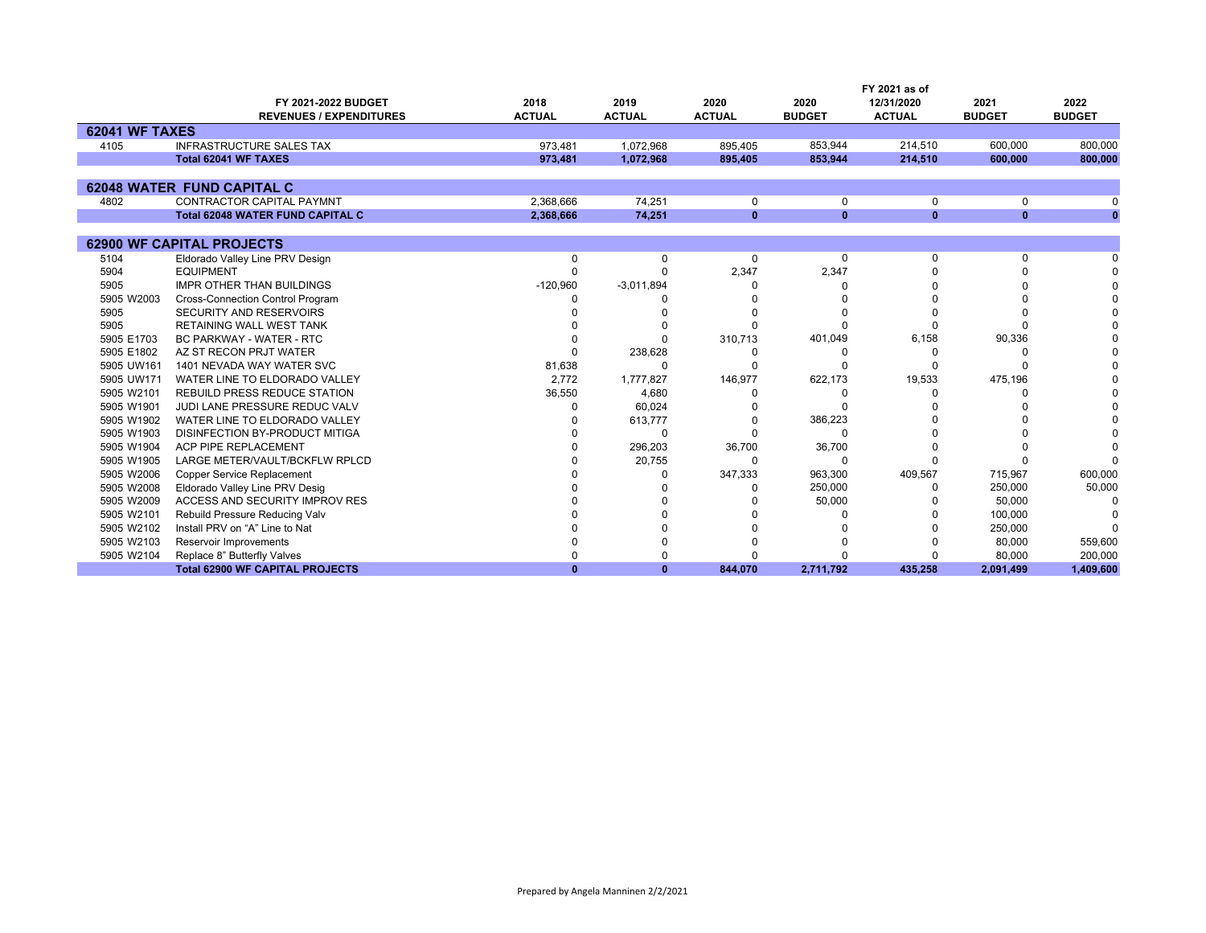| | FY 2021-2022 BUDGET REVENUES / EXPENDITURES | 2018 ACTUAL | 2019 ACTUAL | 2020 ACTUAL | 2020 BUDGET | FY 2021 as of 12/31/2020 ACTUAL | 2021 BUDGET | 2022 BUDGET |
|---|---|---|---|---|---|---|---|---|
| **62041 WF TAXES** | | | | | | | | |
| 4105 | INFRASTRUCTURE SALES TAX | 973,481 | 1,072,968 | 895,405 | 853,944 | 214,510 | 600,000 | 800,000 |
| | **Total 62041 WF TAXES** | **973,481** | **1,072,968** | **895,405** | **853,944** | **214,510** | **600,000** | **800,000** |
| **62048 WATER FUND CAPITAL C** | | | | | | | | |
| 4802 | CONTRACTOR CAPITAL PAYMNT | 2,368,666 | 74,251 | 0 | 0 | 0 | 0 | 0 |
| | **Total 62048 WATER FUND CAPITAL C** | **2,368,666** | **74,251** | **0** | **0** | **0** | **0** | **0** |
| **62900 WF CAPITAL PROJECTS** | | | | | | | | |
| 5104 | Eldorado Valley Line PRV Design | 0 | 0 | 0 | 0 | 0 | 0 | 0 |
| 5904 | EQUIPMENT | 0 | 0 | 2,347 | 2,347 | 0 | 0 | 0 |
| 5905 | IMPR OTHER THAN BUILDINGS | -120,960 | -3,011,894 | 0 | 0 | 0 | 0 | 0 |
| 5905 W2003 | Cross-Connection Control Program | 0 | 0 | 0 | 0 | 0 | 0 | 0 |
| 5905 | SECURITY AND RESERVOIRS | 0 | 0 | 0 | 0 | 0 | 0 | 0 |
| 5905 | RETAINING WALL WEST TANK | 0 | 0 | 0 | 0 | 0 | 0 | 0 |
| 5905 E1703 | BC PARKWAY - WATER - RTC | 0 | 0 | 310,713 | 401,049 | 6,158 | 90,336 | 0 |
| 5905 E1802 | AZ ST RECON PRJT WATER | 0 | 238,628 | 0 | 0 | 0 | 0 | 0 |
| 5905 UW161 | 1401 NEVADA WAY WATER SVC | 81,638 | 0 | 0 | 0 | 0 | 0 | 0 |
| 5905 UW171 | WATER LINE TO ELDORADO VALLEY | 2,772 | 1,777,827 | 146,977 | 622,173 | 19,533 | 475,196 | 0 |
| 5905 W2101 | REBUILD PRESS REDUCE STATION | 36,550 | 4,680 | 0 | 0 | 0 | 0 | 0 |
| 5905 W1901 | JUDI LANE PRESSURE REDUC VALV | 0 | 60,024 | 0 | 0 | 0 | 0 | 0 |
| 5905 W1902 | WATER LINE TO ELDORADO VALLEY | 0 | 613,777 | 0 | 386,223 | 0 | 0 | 0 |
| 5905 W1903 | DISINFECTION BY-PRODUCT MITIGA | 0 | 0 | 0 | 0 | 0 | 0 | 0 |
| 5905 W1904 | ACP PIPE REPLACEMENT | 0 | 296,203 | 36,700 | 36,700 | 0 | 0 | 0 |
| 5905 W1905 | LARGE METER/VAULT/BCKFLW RPLCD | 0 | 20,755 | 0 | 0 | 0 | 0 | 0 |
| 5905 W2006 | Copper Service Replacement | 0 | 0 | 347,333 | 963,300 | 409,567 | 715,967 | 600,000 |
| 5905 W2008 | Eldorado Valley Line PRV Desig | 0 | 0 | 0 | 250,000 | 0 | 250,000 | 50,000 |
| 5905 W2009 | ACCESS AND SECURITY IMPROV RES | 0 | 0 | 0 | 50,000 | 0 | 50,000 | 0 |
| 5905 W2101 | Rebuild Pressure Reducing Valv | 0 | 0 | 0 | 0 | 0 | 100,000 | 0 |
| 5905 W2102 | Install PRV on "A" Line to Nat | 0 | 0 | 0 | 0 | 0 | 250,000 | 0 |
| 5905 W2103 | Reservoir Improvements | 0 | 0 | 0 | 0 | 0 | 80,000 | 559,600 |
| 5905 W2104 | Replace 8" Butterfly Valves | 0 | 0 | 0 | 0 | 0 | 80,000 | 200,000 |
| | **Total 62900 WF CAPITAL PROJECTS** | **0** | **0** | **844,070** | **2,711,792** | **435,258** | **2,091,499** | **1,409,600** |

Prepared by Angela Manninen 2/2/2021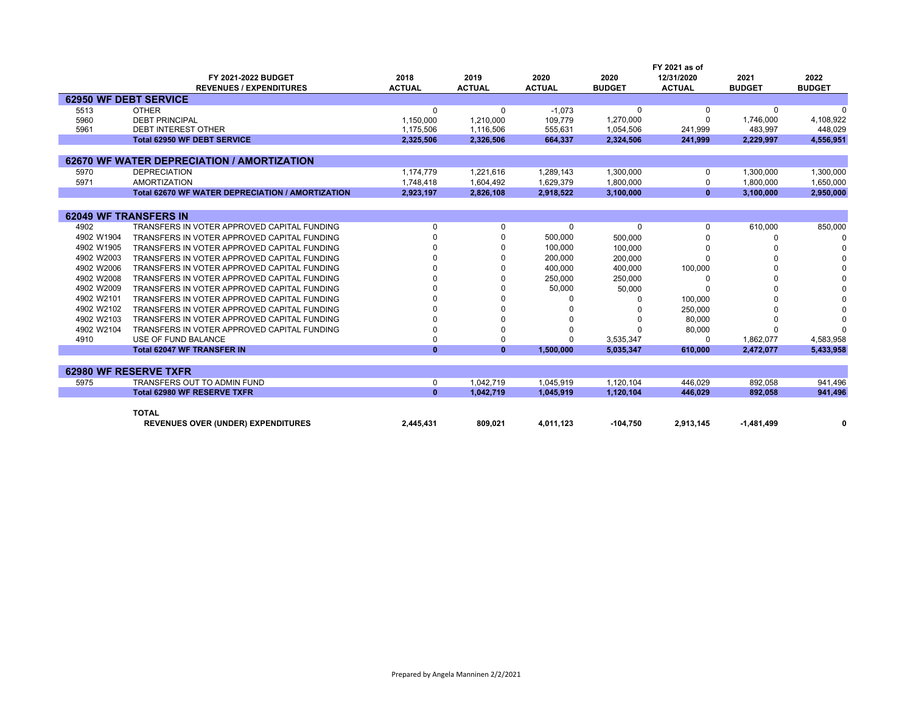| | FY 2021-2022 BUDGET<br>REVENUES / EXPENDITURES | 2018<br>ACTUAL | 2019<br>ACTUAL | 2020<br>ACTUAL | 2020<br>BUDGET | FY 2021 as of<br>12/31/2020<br>ACTUAL | 2021<br>BUDGET | 2022<br>BUDGET |
|---|---|---|---|---|---|---|---|---|
| **62950 WF DEBT SERVICE** | | | | | | | | |
| 5513 | OTHER | 0 | 0 | -1,073 | 0 | 0 | 0 | 0 |
| 5960 | DEBT PRINCIPAL | 1,150,000 | 1,210,000 | 109,779 | 1,270,000 | 0 | 1,746,000 | 4,108,922 |
| 5961 | DEBT INTEREST OTHER | 1,175,506 | 1,116,506 | 555,631 | 1,054,506 | 241,999 | 483,997 | 448,029 |
| | **Total 62950 WF DEBT SERVICE** | **2,325,506** | **2,326,506** | **664,337** | **2,324,506** | **241,999** | **2,229,997** | **4,556,951** |
| **62670 WF WATER DEPRECIATION / AMORTIZATION** | | | | | | | | |
| 5970 | DEPRECIATION | 1,174,779 | 1,221,616 | 1,289,143 | 1,300,000 | 0 | 1,300,000 | 1,300,000 |
| 5971 | AMORTIZATION | 1,748,418 | 1,604,492 | 1,629,379 | 1,800,000 | 0 | 1,800,000 | 1,650,000 |
| | **Total 62670 WF WATER DEPRECIATION / AMORTIZATION** | **2,923,197** | **2,826,108** | **2,918,522** | **3,100,000** | **0** | **3,100,000** | **2,950,000** |
| **62049 WF TRANSFERS IN** | | | | | | | | |
| 4902 | TRANSFERS IN VOTER APPROVED CAPITAL FUNDING | 0 | 0 | 0 | 0 | 0 | 610,000 | 850,000 |
| 4902 W1904 | TRANSFERS IN VOTER APPROVED CAPITAL FUNDING | 0 | 0 | 500,000 | 500,000 | 0 | 0 | 0 |
| 4902 W1905 | TRANSFERS IN VOTER APPROVED CAPITAL FUNDING | 0 | 0 | 100,000 | 100,000 | 0 | 0 | 0 |
| 4902 W2003 | TRANSFERS IN VOTER APPROVED CAPITAL FUNDING | 0 | 0 | 200,000 | 200,000 | 0 | 0 | 0 |
| 4902 W2006 | TRANSFERS IN VOTER APPROVED CAPITAL FUNDING | 0 | 0 | 400,000 | 400,000 | 100,000 | 0 | 0 |
| 4902 W2008 | TRANSFERS IN VOTER APPROVED CAPITAL FUNDING | 0 | 0 | 250,000 | 250,000 | 0 | 0 | 0 |
| 4902 W2009 | TRANSFERS IN VOTER APPROVED CAPITAL FUNDING | 0 | 0 | 50,000 | 50,000 | 0 | 0 | 0 |
| 4902 W2101 | TRANSFERS IN VOTER APPROVED CAPITAL FUNDING | 0 | 0 | 0 | 0 | 100,000 | 0 | 0 |
| 4902 W2102 | TRANSFERS IN VOTER APPROVED CAPITAL FUNDING | 0 | 0 | 0 | 0 | 250,000 | 0 | 0 |
| 4902 W2103 | TRANSFERS IN VOTER APPROVED CAPITAL FUNDING | 0 | 0 | 0 | 0 | 80,000 | 0 | 0 |
| 4902 W2104 | TRANSFERS IN VOTER APPROVED CAPITAL FUNDING | 0 | 0 | 0 | 0 | 80,000 | 0 | 0 |
| 4910 | USE OF FUND BALANCE | 0 | 0 | 0 | 3,535,347 | 0 | 1,862,077 | 4,583,958 |
| | **Total 62047 WF TRANSFER IN** | **0** | **0** | **1,500,000** | **5,035,347** | **610,000** | **2,472,077** | **5,433,958** |
| **62980 WF RESERVE TXFR** | | | | | | | | |
| 5975 | TRANSFERS OUT TO ADMIN FUND | 0 | 1,042,719 | 1,045,919 | 1,120,104 | 446,029 | 892,058 | 941,496 |
| | **Total 62980 WF RESERVE TXFR** | **0** | **1,042,719** | **1,045,919** | **1,120,104** | **446,029** | **892,058** | **941,496** |
| | **TOTAL<br>REVENUES OVER (UNDER) EXPENDITURES** | **2,445,431** | **809,021** | **4,011,123** | **-104,750** | **2,913,145** | **-1,481,499** | **0** |

Prepared by Angela Manninen 2/2/2021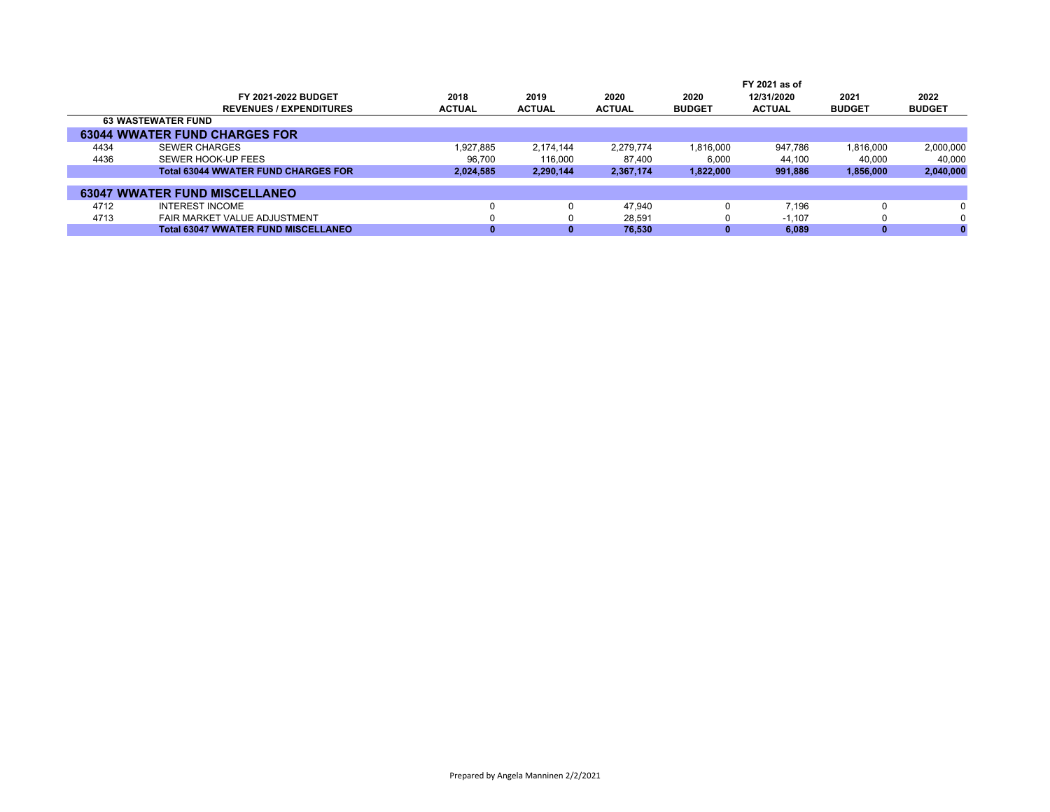| | FY 2021-2022 BUDGET<br>REVENUES / EXPENDITURES | 2018<br>ACTUAL | 2019<br>ACTUAL | 2020<br>ACTUAL | 2020<br>BUDGET | FY 2021 as of<br>12/31/2020<br>ACTUAL | 2021<br>BUDGET | 2022<br>BUDGET |
|---|---|---|---|---|---|---|---|---|
| **63 WASTEWATER FUND** | | | | | | | | |
| **63044 WWATER FUND CHARGES FOR** | | | | | | | | |
| 4434 | SEWER CHARGES | 1,927,885 | 2,174,144 | 2,279,774 | 1,816,000 | 947,786 | 1,816,000 | 2,000,000 |
| 4436 | SEWER HOOK-UP FEES | 96,700 | 116,000 | 87,400 | 6,000 | 44,100 | 40,000 | 40,000 |
| | **Total 63044 WWATER FUND CHARGES FOR** | **2,024,585** | **2,290,144** | **2,367,174** | **1,822,000** | **991,886** | **1,856,000** | **2,040,000** |
| **63047 WWATER FUND MISCELLANEO** | | | | | | | | |
| 4712 | INTEREST INCOME | 0 | 0 | 47,940 | 0 | 7,196 | 0 | 0 |
| 4713 | FAIR MARKET VALUE ADJUSTMENT | 0 | 0 | 28,591 | 0 | -1,107 | 0 | 0 |
| | **Total 63047 WWATER FUND MISCELLANEO** | **0** | **0** | **76,530** | **0** | **6,089** | **0** | **0** |

Prepared by Angela Manninen 2/2/2021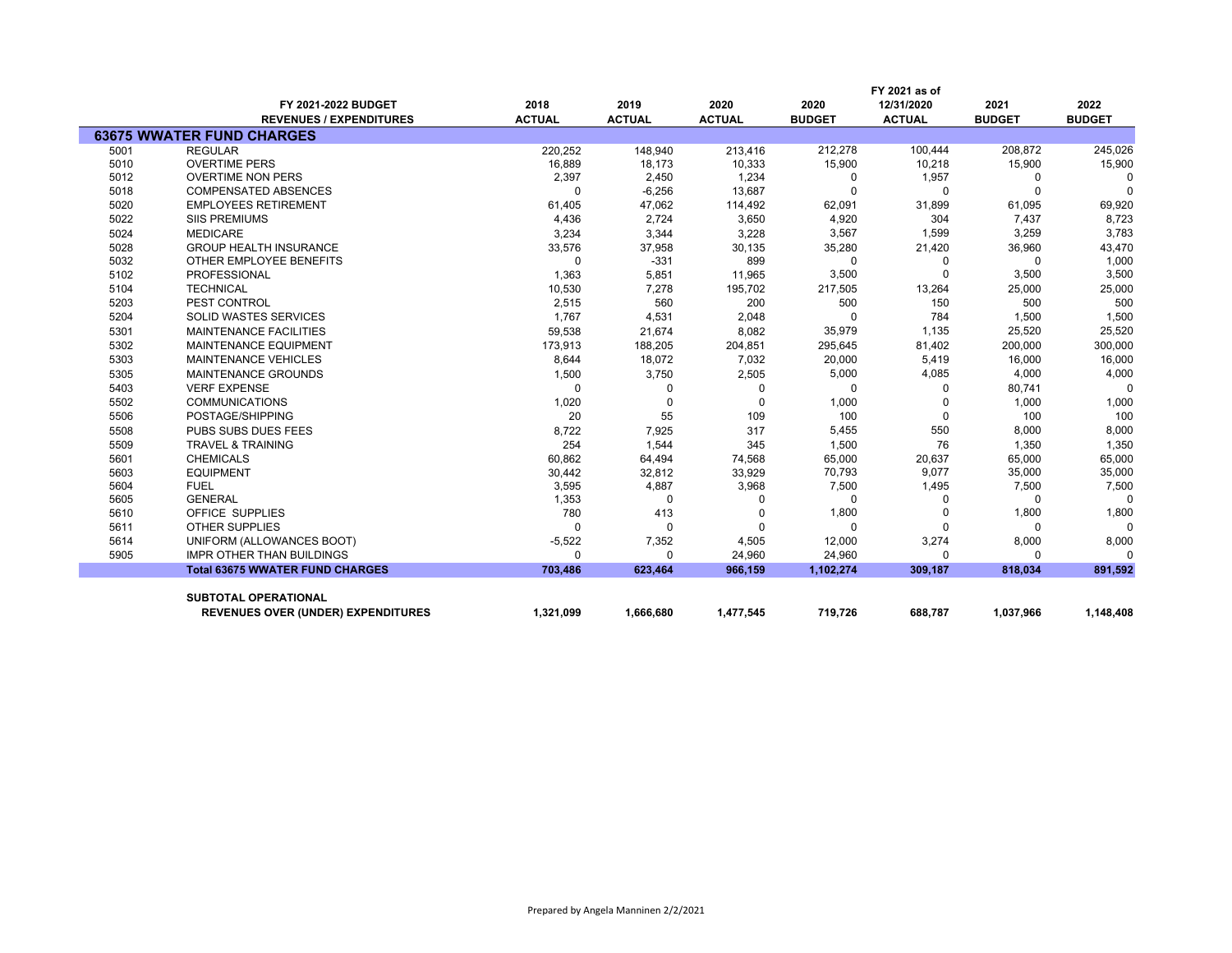| | FY 2021-2022 BUDGET REVENUES / EXPENDITURES | 2018 ACTUAL | 2019 ACTUAL | 2020 ACTUAL | 2020 BUDGET | FY 2021 as of 12/31/2020 ACTUAL | 2021 BUDGET | 2022 BUDGET |
|---|---|---|---|---|---|---|---|---|
| **63675 WWATER FUND CHARGES** | | | | | | | | |
| 5001 | REGULAR | 220,252 | 148,940 | 213,416 | 212,278 | 100,444 | 208,872 | 245,026 |
| 5010 | OVERTIME PERS | 16,889 | 18,173 | 10,333 | 15,900 | 10,218 | 15,900 | 15,900 |
| 5012 | OVERTIME NON PERS | 2,397 | 2,450 | 1,234 | 0 | 1,957 | 0 | 0 |
| 5018 | COMPENSATED ABSENCES | 0 | -6,256 | 13,687 | 0 | 0 | 0 | 0 |
| 5020 | EMPLOYEES RETIREMENT | 61,405 | 47,062 | 114,492 | 62,091 | 31,899 | 61,095 | 69,920 |
| 5022 | SIIS PREMIUMS | 4,436 | 2,724 | 3,650 | 4,920 | 304 | 7,437 | 8,723 |
| 5024 | MEDICARE | 3,234 | 3,344 | 3,228 | 3,567 | 1,599 | 3,259 | 3,783 |
| 5028 | GROUP HEALTH INSURANCE | 33,576 | 37,958 | 30,135 | 35,280 | 21,420 | 36,960 | 43,470 |
| 5032 | OTHER EMPLOYEE BENEFITS | 0 | -331 | 899 | 0 | 0 | 0 | 1,000 |
| 5102 | PROFESSIONAL | 1,363 | 5,851 | 11,965 | 3,500 | 0 | 3,500 | 3,500 |
| 5104 | TECHNICAL | 10,530 | 7,278 | 195,702 | 217,505 | 13,264 | 25,000 | 25,000 |
| 5203 | PEST CONTROL | 2,515 | 560 | 200 | 500 | 150 | 500 | 500 |
| 5204 | SOLID WASTES SERVICES | 1,767 | 4,531 | 2,048 | 0 | 784 | 1,500 | 1,500 |
| 5301 | MAINTENANCE FACILITIES | 59,538 | 21,674 | 8,082 | 35,979 | 1,135 | 25,520 | 25,520 |
| 5302 | MAINTENANCE EQUIPMENT | 173,913 | 188,205 | 204,851 | 295,645 | 81,402 | 200,000 | 300,000 |
| 5303 | MAINTENANCE VEHICLES | 8,644 | 18,072 | 7,032 | 20,000 | 5,419 | 16,000 | 16,000 |
| 5305 | MAINTENANCE GROUNDS | 1,500 | 3,750 | 2,505 | 5,000 | 4,085 | 4,000 | 4,000 |
| 5403 | VERF EXPENSE | 0 | 0 | 0 | 0 | 0 | 80,741 | 0 |
| 5502 | COMMUNICATIONS | 1,020 | 0 | 0 | 1,000 | 0 | 1,000 | 1,000 |
| 5506 | POSTAGE/SHIPPING | 20 | 55 | 109 | 100 | 0 | 100 | 100 |
| 5508 | PUBS SUBS DUES FEES | 8,722 | 7,925 | 317 | 5,455 | 550 | 8,000 | 8,000 |
| 5509 | TRAVEL & TRAINING | 254 | 1,544 | 345 | 1,500 | 76 | 1,350 | 1,350 |
| 5601 | CHEMICALS | 60,862 | 64,494 | 74,568 | 65,000 | 20,637 | 65,000 | 65,000 |
| 5603 | EQUIPMENT | 30,442 | 32,812 | 33,929 | 70,793 | 9,077 | 35,000 | 35,000 |
| 5604 | FUEL | 3,595 | 4,887 | 3,968 | 7,500 | 1,495 | 7,500 | 7,500 |
| 5605 | GENERAL | 1,353 | 0 | 0 | 0 | 0 | 0 | 0 |
| 5610 | OFFICE SUPPLIES | 780 | 413 | 0 | 1,800 | 0 | 1,800 | 1,800 |
| 5611 | OTHER SUPPLIES | 0 | 0 | 0 | 0 | 0 | 0 | 0 |
| 5614 | UNIFORM (ALLOWANCES BOOT) | -5,522 | 7,352 | 4,505 | 12,000 | 3,274 | 8,000 | 8,000 |
| 5905 | IMPR OTHER THAN BUILDINGS | 0 | 0 | 24,960 | 24,960 | 0 | 0 | 0 |
| | **Total 63675 WWATER FUND CHARGES** | **703,486** | **623,464** | **966,159** | **1,102,274** | **309,187** | **818,034** | **891,592** |
| | **SUBTOTAL OPERATIONAL REVENUES OVER (UNDER) EXPENDITURES** | **1,321,099** | **1,666,680** | **1,477,545** | **719,726** | **688,787** | **1,037,966** | **1,148,408** |

Prepared by Angela Manninen 2/2/2021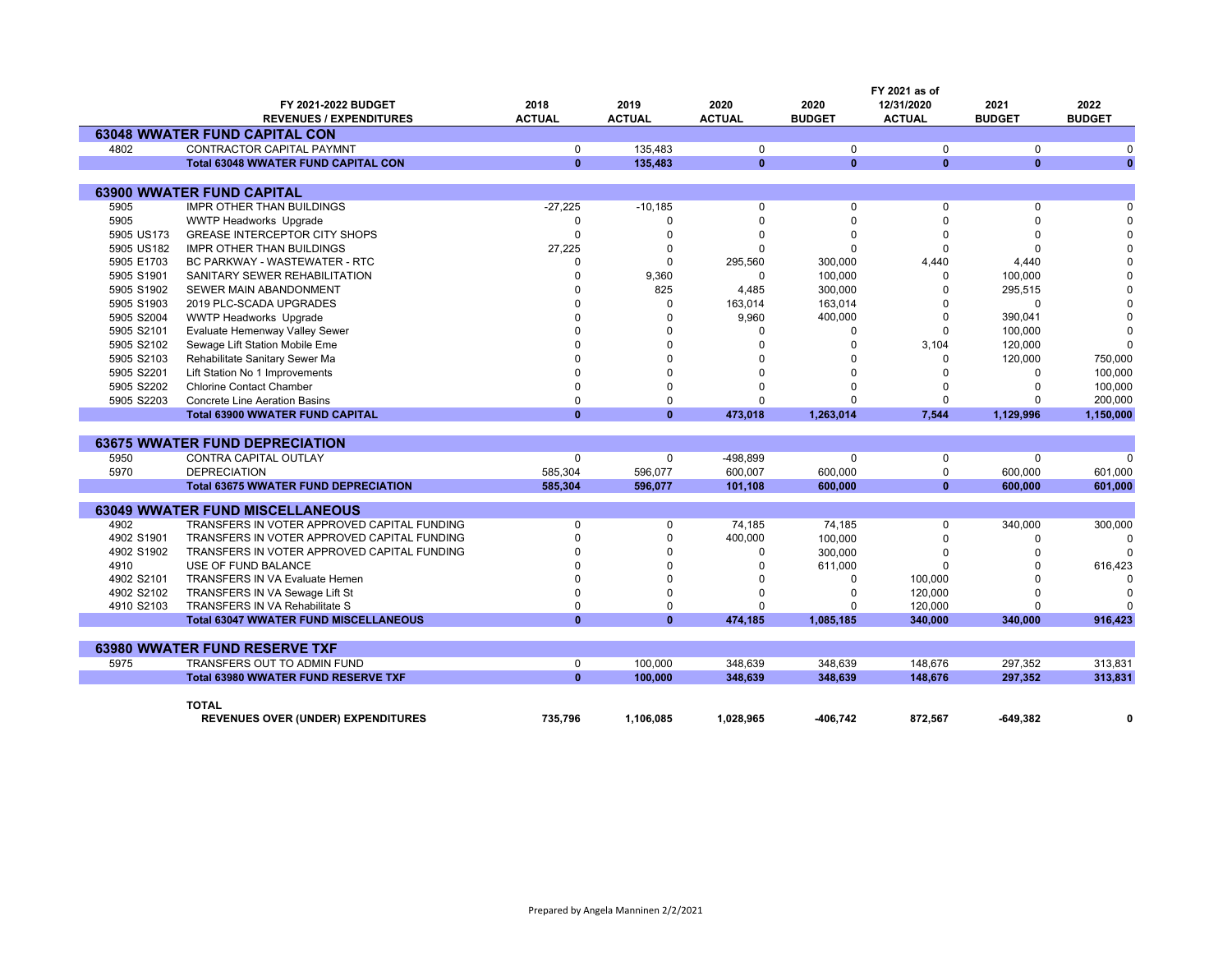| | FY 2021-2022 BUDGET REVENUES / EXPENDITURES | 2018 ACTUAL | 2019 ACTUAL | 2020 ACTUAL | 2020 BUDGET | FY 2021 as of 12/31/2020 ACTUAL | 2021 BUDGET | 2022 BUDGET |
|---|---|---|---|---|---|---|---|---|
| **63048 WWATER FUND CAPITAL CON** | | | | | | | | |
| 4802 | CONTRACTOR CAPITAL PAYMNT | 0 | 135,483 | 0 | 0 | 0 | 0 | 0 |
| | **Total 63048 WWATER FUND CAPITAL CON** | **0** | **135,483** | **0** | **0** | **0** | **0** | **0** |
| **63900 WWATER FUND CAPITAL** | | | | | | | | |
| 5905 | IMPR OTHER THAN BUILDINGS | -27,225 | -10,185 | 0 | 0 | 0 | 0 | 0 |
| 5905 | WWTP Headworks Upgrade | 0 | 0 | 0 | 0 | 0 | 0 | 0 |
| 5905 US173 | GREASE INTERCEPTOR CITY SHOPS | 0 | 0 | 0 | 0 | 0 | 0 | 0 |
| 5905 US182 | IMPR OTHER THAN BUILDINGS | 27,225 | 0 | 0 | 0 | 0 | 0 | 0 |
| 5905 E1703 | BC PARKWAY - WASTEWATER - RTC | 0 | 0 | 295,560 | 300,000 | 4,440 | 4,440 | 0 |
| 5905 S1901 | SANITARY SEWER REHABILITATION | 0 | 9,360 | 0 | 100,000 | 0 | 100,000 | 0 |
| 5905 S1902 | SEWER MAIN ABANDONMENT | 0 | 825 | 4,485 | 300,000 | 0 | 295,515 | 0 |
| 5905 S1903 | 2019 PLC-SCADA UPGRADES | 0 | 0 | 163,014 | 163,014 | 0 | 0 | 0 |
| 5905 S2004 | WWTP Headworks Upgrade | 0 | 0 | 9,960 | 400,000 | 0 | 390,041 | 0 |
| 5905 S2101 | Evaluate Hemenway Valley Sewer | 0 | 0 | 0 | 0 | 0 | 100,000 | 0 |
| 5905 S2102 | Sewage Lift Station Mobile Eme | 0 | 0 | 0 | 0 | 3,104 | 120,000 | 0 |
| 5905 S2103 | Rehabilitate Sanitary Sewer Ma | 0 | 0 | 0 | 0 | 0 | 120,000 | 750,000 |
| 5905 S2201 | Lift Station No 1 Improvements | 0 | 0 | 0 | 0 | 0 | 0 | 100,000 |
| 5905 S2202 | Chlorine Contact Chamber | 0 | 0 | 0 | 0 | 0 | 0 | 100,000 |
| 5905 S2203 | Concrete Line Aeration Basins | 0 | 0 | 0 | 0 | 0 | 0 | 200,000 |
| | **Total 63900 WWATER FUND CAPITAL** | **0** | **0** | **473,018** | **1,263,014** | **7,544** | **1,129,996** | **1,150,000** |
| **63675 WWATER FUND DEPRECIATION** | | | | | | | | |
| 5950 | CONTRA CAPITAL OUTLAY | 0 | 0 | -498,899 | 0 | 0 | 0 | 0 |
| 5970 | DEPRECIATION | 585,304 | 596,077 | 600,007 | 600,000 | 0 | 600,000 | 601,000 |
| | **Total 63675 WWATER FUND DEPRECIATION** | **585,304** | **596,077** | **101,108** | **600,000** | **0** | **600,000** | **601,000** |
| **63049 WWATER FUND MISCELLANEOUS** | | | | | | | | |
| 4902 | TRANSFERS IN VOTER APPROVED CAPITAL FUNDING | 0 | 0 | 74,185 | 74,185 | 0 | 340,000 | 300,000 |
| 4902 S1901 | TRANSFERS IN VOTER APPROVED CAPITAL FUNDING | 0 | 0 | 400,000 | 100,000 | 0 | 0 | 0 |
| 4902 S1902 | TRANSFERS IN VOTER APPROVED CAPITAL FUNDING | 0 | 0 | 0 | 300,000 | 0 | 0 | 0 |
| 4910 | USE OF FUND BALANCE | 0 | 0 | 0 | 611,000 | 0 | 0 | 616,423 |
| 4902 S2101 | TRANSFERS IN VA Evaluate Hemen | 0 | 0 | 0 | 0 | 100,000 | 0 | 0 |
| 4902 S2102 | TRANSFERS IN VA Sewage Lift St | 0 | 0 | 0 | 0 | 120,000 | 0 | 0 |
| 4910 S2103 | TRANSFERS IN VA Rehabilitate S | 0 | 0 | 0 | 0 | 120,000 | 0 | 0 |
| | **Total 63047 WWATER FUND MISCELLANEOUS** | **0** | **0** | **474,185** | **1,085,185** | **340,000** | **340,000** | **916,423** |
| **63980 WWATER FUND RESERVE TXF** | | | | | | | | |
| 5975 | TRANSFERS OUT TO ADMIN FUND | 0 | 100,000 | 348,639 | 348,639 | 148,676 | 297,352 | 313,831 |
| | **Total 63980 WWATER FUND RESERVE TXF** | **0** | **100,000** | **348,639** | **348,639** | **148,676** | **297,352** | **313,831** |
| | **TOTAL REVENUES OVER (UNDER) EXPENDITURES** | **735,796** | **1,106,085** | **1,028,965** | **-406,742** | **872,567** | **-649,382** | **0** |

Prepared by Angela Manninen 2/2/2021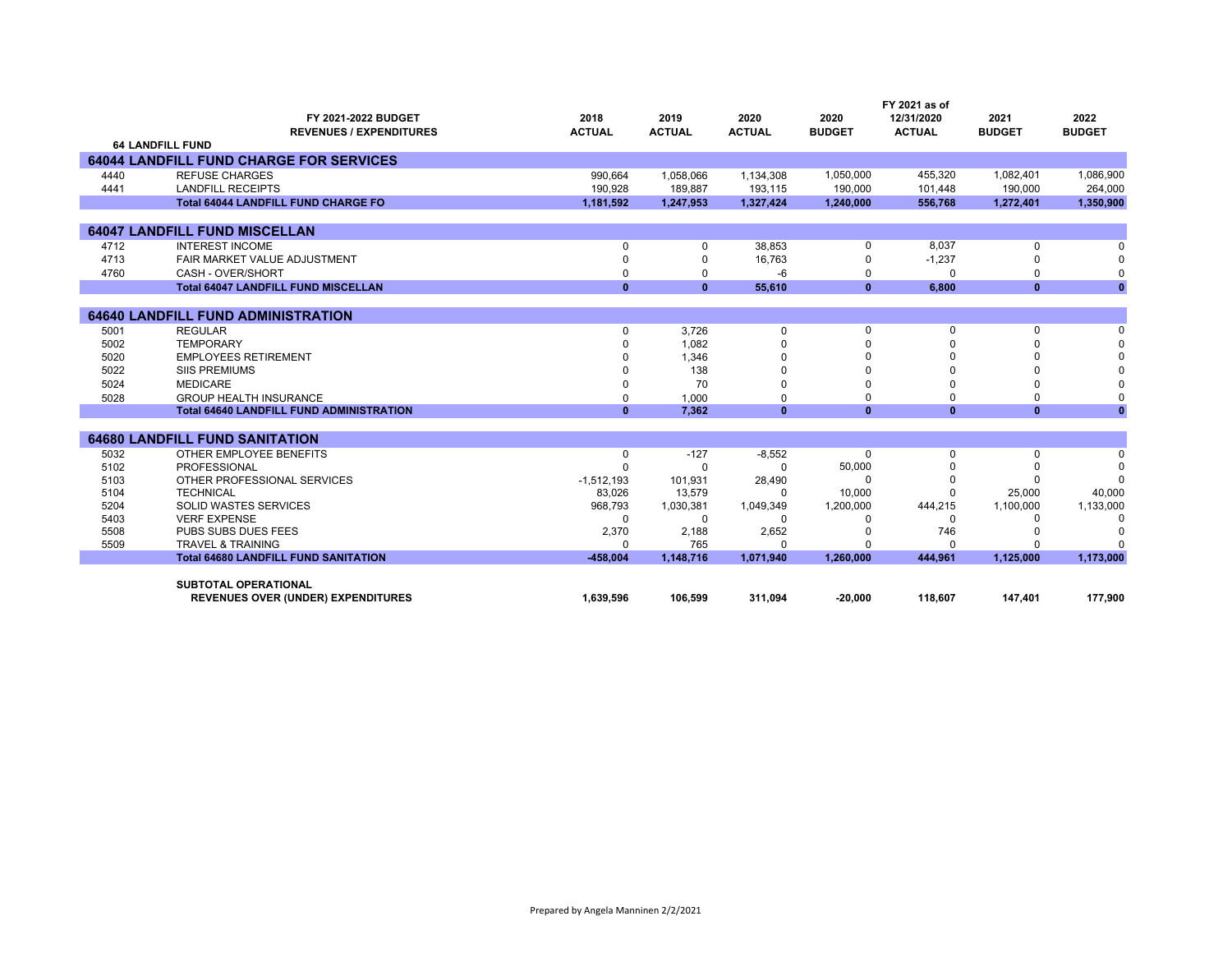| | FY 2021-2022 BUDGET REVENUES / EXPENDITURES | 2018 ACTUAL | 2019 ACTUAL | 2020 ACTUAL | 2020 BUDGET | FY 2021 as of 12/31/2020 ACTUAL | 2021 BUDGET | 2022 BUDGET |
|---|---|---|---|---|---|---|---|---|
| **64 LANDFILL FUND** | | | | | | | | |
| **64044 LANDFILL FUND CHARGE FOR SERVICES** | | | | | | | | |
| 4440 | REFUSE CHARGES | 990,664 | 1,058,066 | 1,134,308 | 1,050,000 | 455,320 | 1,082,401 | 1,086,900 |
| 4441 | LANDFILL RECEIPTS | 190,928 | 189,887 | 193,115 | 190,000 | 101,448 | 190,000 | 264,000 |
| | **Total 64044 LANDFILL FUND CHARGE FO** | **1,181,592** | **1,247,953** | **1,327,424** | **1,240,000** | **556,768** | **1,272,401** | **1,350,900** |
| **64047 LANDFILL FUND MISCELLAN** | | | | | | | | |
| 4712 | INTEREST INCOME | 0 | 0 | 38,853 | 0 | 8,037 | 0 | 0 |
| 4713 | FAIR MARKET VALUE ADJUSTMENT | 0 | 0 | 16,763 | 0 | -1,237 | 0 | 0 |
| 4760 | CASH - OVER/SHORT | 0 | 0 | -6 | 0 | 0 | 0 | 0 |
| | **Total 64047 LANDFILL FUND MISCELLAN** | **0** | **0** | **55,610** | **0** | **6,800** | **0** | **0** |
| **64640 LANDFILL FUND ADMINISTRATION** | | | | | | | | |
| 5001 | REGULAR | 0 | 3,726 | 0 | 0 | 0 | 0 | 0 |
| 5002 | TEMPORARY | 0 | 1,082 | 0 | 0 | 0 | 0 | 0 |
| 5020 | EMPLOYEES RETIREMENT | 0 | 1,346 | 0 | 0 | 0 | 0 | 0 |
| 5022 | SIIS PREMIUMS | 0 | 138 | 0 | 0 | 0 | 0 | 0 |
| 5024 | MEDICARE | 0 | 70 | 0 | 0 | 0 | 0 | 0 |
| 5028 | GROUP HEALTH INSURANCE | 0 | 1,000 | 0 | 0 | 0 | 0 | 0 |
| | **Total 64640 LANDFILL FUND ADMINISTRATION** | **0** | **7,362** | **0** | **0** | **0** | **0** | **0** |
| **64680 LANDFILL FUND SANITATION** | | | | | | | | |
| 5032 | OTHER EMPLOYEE BENEFITS | 0 | -127 | -8,552 | 0 | 0 | 0 | 0 |
| 5102 | PROFESSIONAL | 0 | 0 | 0 | 50,000 | 0 | 0 | 0 |
| 5103 | OTHER PROFESSIONAL SERVICES | -1,512,193 | 101,931 | 28,490 | 0 | 0 | 0 | 0 |
| 5104 | TECHNICAL | 83,026 | 13,579 | 0 | 10,000 | 0 | 25,000 | 40,000 |
| 5204 | SOLID WASTES SERVICES | 968,793 | 1,030,381 | 1,049,349 | 1,200,000 | 444,215 | 1,100,000 | 1,133,000 |
| 5403 | VERF EXPENSE | 0 | 0 | 0 | 0 | 0 | 0 | 0 |
| 5508 | PUBS SUBS DUES FEES | 2,370 | 2,188 | 2,652 | 0 | 746 | 0 | 0 |
| 5509 | TRAVEL & TRAINING | 0 | 765 | 0 | 0 | 0 | 0 | 0 |
| | **Total 64680 LANDFILL FUND SANITATION** | **-458,004** | **1,148,716** | **1,071,940** | **1,260,000** | **444,961** | **1,125,000** | **1,173,000** |
| | **SUBTOTAL OPERATIONAL REVENUES OVER (UNDER) EXPENDITURES** | **1,639,596** | **106,599** | **311,094** | **-20,000** | **118,607** | **147,401** | **177,900** |

Prepared by Angela Manninen 2/2/2021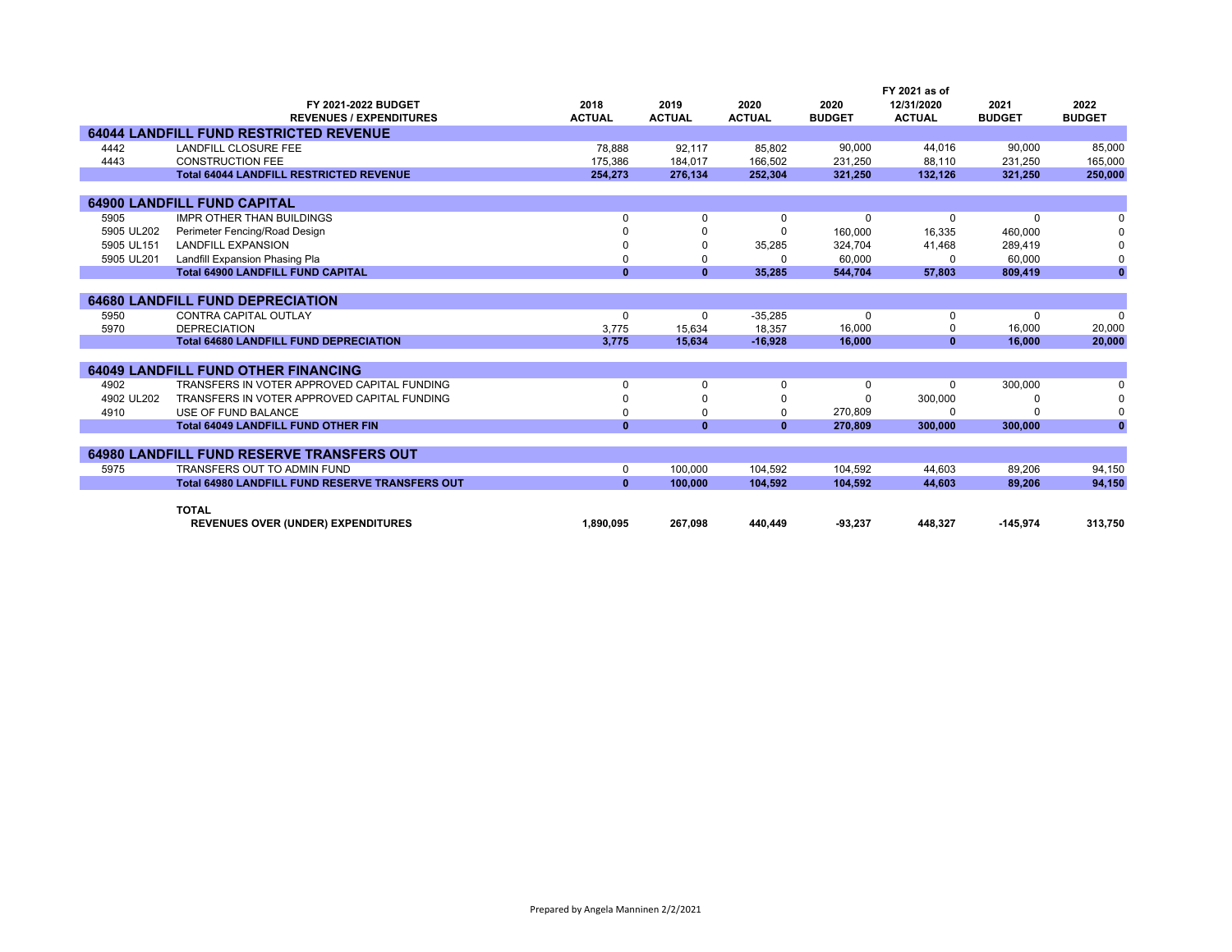| | FY 2021-2022 BUDGET REVENUES / EXPENDITURES | 2018 ACTUAL | 2019 ACTUAL | 2020 ACTUAL | 2020 BUDGET | FY 2021 as of 12/31/2020 ACTUAL | 2021 BUDGET | 2022 BUDGET |
|---|---|---|---|---|---|---|---|---|
| **64044 LANDFILL FUND RESTRICTED REVENUE** | | | | | | | | |
| 4442 | LANDFILL CLOSURE FEE | 78,888 | 92,117 | 85,802 | 90,000 | 44,016 | 90,000 | 85,000 |
| 4443 | CONSTRUCTION FEE | 175,386 | 184,017 | 166,502 | 231,250 | 88,110 | 231,250 | 165,000 |
| | **Total 64044 LANDFILL RESTRICTED REVENUE** | **254,273** | **276,134** | **252,304** | **321,250** | **132,126** | **321,250** | **250,000** |
| **64900 LANDFILL FUND CAPITAL** | | | | | | | | |
| 5905 | IMPR OTHER THAN BUILDINGS | 0 | 0 | 0 | 0 | 0 | 0 | 0 |
| 5905 UL202 | Perimeter Fencing/Road Design | 0 | 0 | 0 | 160,000 | 16,335 | 460,000 | 0 |
| 5905 UL151 | LANDFILL EXPANSION | 0 | 0 | 35,285 | 324,704 | 41,468 | 289,419 | 0 |
| 5905 UL201 | Landfill Expansion Phasing Pla | 0 | 0 | 0 | 60,000 | 0 | 60,000 | 0 |
| | **Total 64900 LANDFILL FUND CAPITAL** | **0** | **0** | **35,285** | **544,704** | **57,803** | **809,419** | **0** |
| **64680 LANDFILL FUND DEPRECIATION** | | | | | | | | |
| 5950 | CONTRA CAPITAL OUTLAY | 0 | 0 | -35,285 | 0 | 0 | 0 | 0 |
| 5970 | DEPRECIATION | 3,775 | 15,634 | 18,357 | 16,000 | 0 | 16,000 | 20,000 |
| | **Total 64680 LANDFILL FUND DEPRECIATION** | **3,775** | **15,634** | **-16,928** | **16,000** | **0** | **16,000** | **20,000** |
| **64049 LANDFILL FUND OTHER FINANCING** | | | | | | | | |
| 4902 | TRANSFERS IN VOTER APPROVED CAPITAL FUNDING | 0 | 0 | 0 | 0 | 0 | 300,000 | 0 |
| 4902 UL202 | TRANSFERS IN VOTER APPROVED CAPITAL FUNDING | 0 | 0 | 0 | 0 | 300,000 | 0 | 0 |
| 4910 | USE OF FUND BALANCE | 0 | 0 | 0 | 270,809 | 0 | 0 | 0 |
| | **Total 64049 LANDFILL FUND OTHER FIN** | **0** | **0** | **0** | **270,809** | **300,000** | **300,000** | **0** |
| **64980 LANDFILL FUND RESERVE TRANSFERS OUT** | | | | | | | | |
| 5975 | TRANSFERS OUT TO ADMIN FUND | 0 | 100,000 | 104,592 | 104,592 | 44,603 | 89,206 | 94,150 |
| | **Total 64980 LANDFILL FUND RESERVE TRANSFERS OUT** | **0** | **100,000** | **104,592** | **104,592** | **44,603** | **89,206** | **94,150** |
| | **TOTAL REVENUES OVER (UNDER) EXPENDITURES** | **1,890,095** | **267,098** | **440,449** | **-93,237** | **448,327** | **-145,974** | **313,750** |

Prepared by Angela Manninen 2/2/2021